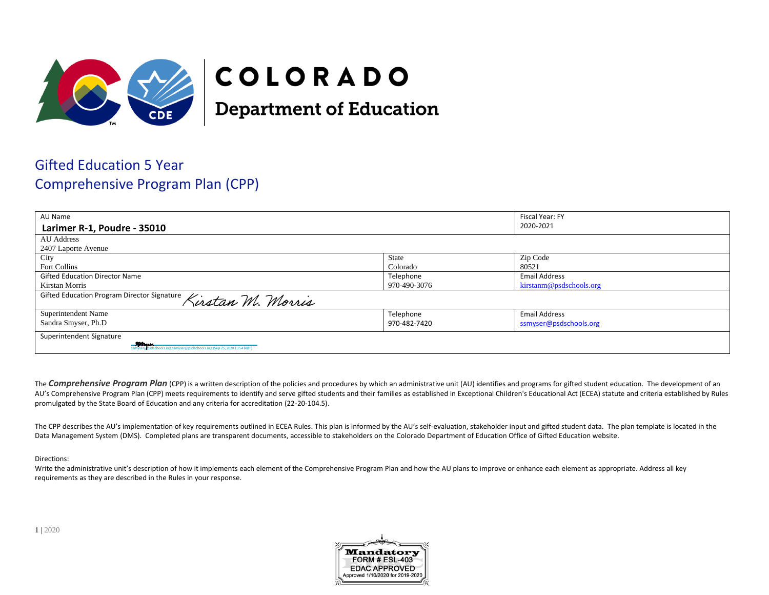COLORADO

Department of Education

# Gifted Education 5 Year Comprehensive Program Plan (CPP)

| AU Name<br>**Larimer R-1, Poudre - 35010** | | Fiscal Year: FY<br>2020-2021 |
|---|---|---|
| AU Address<br>2407 Laporte Avenue | | |
| City<br>Fort Collins | State<br>Colorado | Zip Code<br>80521 |
| Gifted Education Director Name<br>Kirstan Morris | Telephone<br>970-490-3076 | Email Address<br>kirstanm@psdschools.org |
| Gifted Education Program Director Signature *Kirstan M. Morris* | | |
| Superintendent Name<br>Sandra Smyser, Ph.D | Telephone<br>970-482-7420 | Email Address<br>ssmyser@psdschools.org |
| Superintendent Signature<br>ssmyser@psdschools.org ssmyser@psdschools.org (Sep 25, 2020 13:54 MDT) | | |

The ***Comprehensive Program Plan*** (CPP) is a written description of the policies and procedures by which an administrative unit (AU) identifies and programs for gifted student education. The development of an AU's Comprehensive Program Plan (CPP) meets requirements to identify and serve gifted students and their families as established in Exceptional Children's Educational Act (ECEA) statute and criteria established by Rules promulgated by the State Board of Education and any criteria for accreditation (22-20-104.5).

The CPP describes the AU's implementation of key requirements outlined in ECEA Rules. This plan is informed by the AU's self-evaluation, stakeholder input and gifted student data. The plan template is located in the Data Management System (DMS). Completed plans are transparent documents, accessible to stakeholders on the Colorado Department of Education Office of Gifted Education website.

Directions:
Write the administrative unit's description of how it implements each element of the Comprehensive Program Plan and how the AU plans to improve or enhance each element as appropriate. Address all key requirements as they are described in the Rules in your response.

Mandatory
FORM # ESL-403
EDAC APPROVED
Approved 1/10/2020 for 2019-2020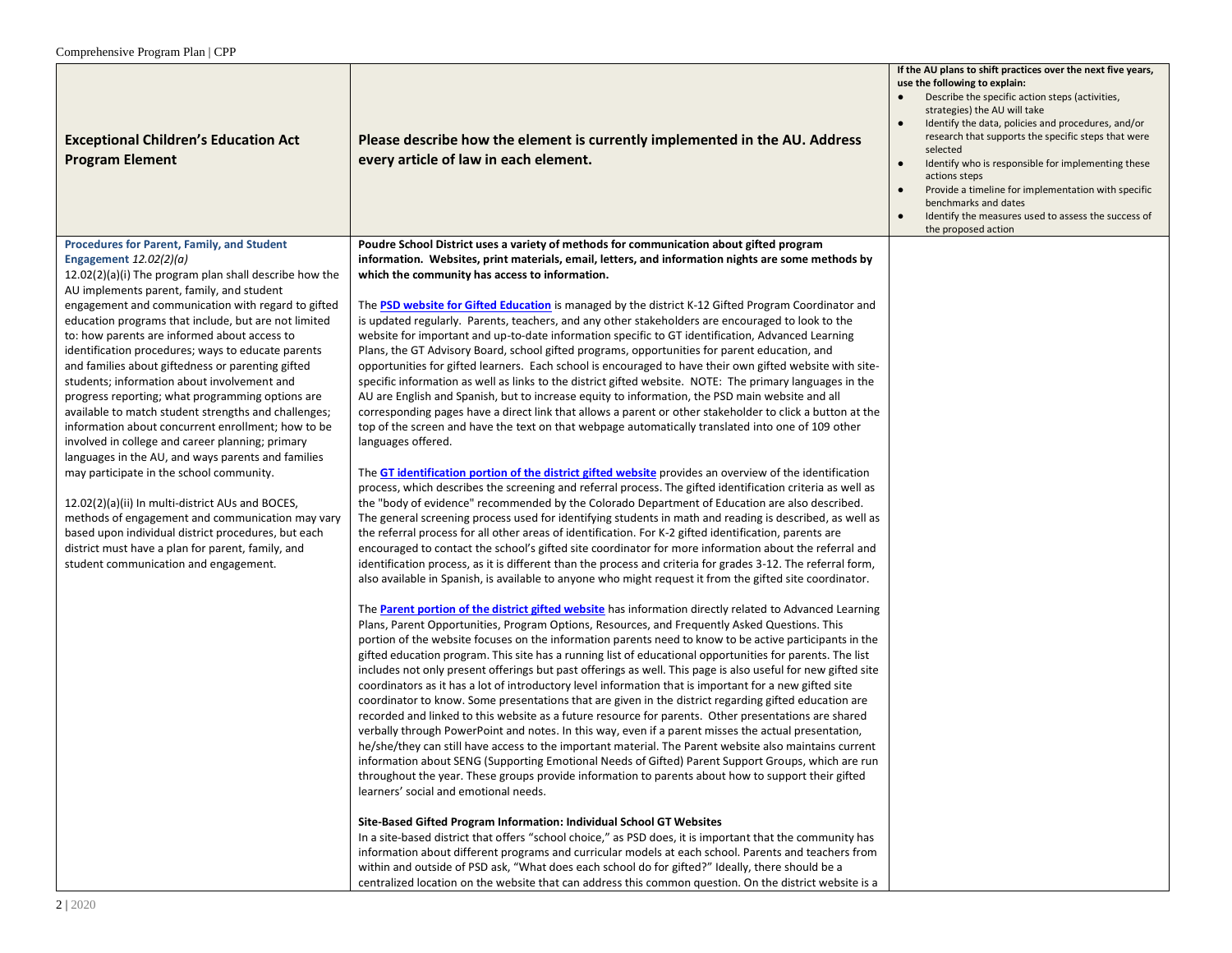| Exceptional Children's Education Act Program Element | Please describe how the element is currently implemented in the AU. Address every article of law in each element. | If the AU plans to shift practices over the next five years, use the following to explain:<br>• Describe the specific action steps (activities, strategies) the AU will take<br>• Identify the data, policies and procedures, and/or research that supports the specific steps that were selected<br>• Identify who is responsible for implementing these actions steps<br>• Provide a timeline for implementation with specific benchmarks and dates<br>• Identify the measures used to assess the success of the proposed action |
|---|---|---|
| **Procedures for Parent, Family, and Student Engagement** *12.02(2)(a)*<br>12.02(2)(a)(i) The program plan shall describe how the AU implements parent, family, and student engagement and communication with regard to gifted education programs that include, but are not limited to: how parents are informed about access to identification procedures; ways to educate parents and families about giftedness or parenting gifted students; information about involvement and progress reporting; what programming options are available to match student strengths and challenges; information about concurrent enrollment; how to be involved in college and career planning; primary languages in the AU, and ways parents and families may participate in the school community.<br><br>12.02(2)(a)(ii) In multi-district AUs and BOCES, methods of engagement and communication may vary based upon individual district procedures, but each district must have a plan for parent, family, and student communication and engagement. | **Poudre School District uses a variety of methods for communication about gifted program information. Websites, print materials, email, letters, and information nights are some methods by which the community has access to information.**<br><br>The **PSD website for Gifted Education** is managed by the district K-12 Gifted Program Coordinator and is updated regularly. Parents, teachers, and any other stakeholders are encouraged to look to the website for important and up-to-date information specific to GT identification, Advanced Learning Plans, the GT Advisory Board, school gifted programs, opportunities for parent education, and opportunities for gifted learners. Each school is encouraged to have their own gifted website with site-specific information as well as links to the district gifted website. NOTE: The primary languages in the AU are English and Spanish, but to increase equity to information, the PSD main website and all corresponding pages have a direct link that allows a parent or other stakeholder to click a button at the top of the screen and have the text on that webpage automatically translated into one of 109 other languages offered.<br><br>The **GT identification portion of the district gifted website** provides an overview of the identification process, which describes the screening and referral process. The gifted identification criteria as well as the "body of evidence" recommended by the Colorado Department of Education are also described. The general screening process used for identifying students in math and reading is described, as well as the referral process for all other areas of identification. For K-2 gifted identification, parents are encouraged to contact the school's gifted site coordinator for more information about the referral and identification process, as it is different than the process and criteria for grades 3-12. The referral form, also available in Spanish, is available to anyone who might request it from the gifted site coordinator.<br><br>The **Parent portion of the district gifted website** has information directly related to Advanced Learning Plans, Parent Opportunities, Program Options, Resources, and Frequently Asked Questions. This portion of the website focuses on the information parents need to know to be active participants in the gifted education program. This site has a running list of educational opportunities for parents. The list includes not only present offerings but past offerings as well. This page is also useful for new gifted site coordinators as it has a lot of introductory level information that is important for a new gifted site coordinator to know. Some presentations that are given in the district regarding gifted education are recorded and linked to this website as a future resource for parents. Other presentations are shared verbally through PowerPoint and notes. In this way, even if a parent misses the actual presentation, he/she/they can still have access to the important material. The Parent website also maintains current information about SENG (Supporting Emotional Needs of Gifted) Parent Support Groups, which are run throughout the year. These groups provide information to parents about how to support their gifted learners' social and emotional needs.<br><br>**Site-Based Gifted Program Information: Individual School GT Websites**<br>In a site-based district that offers "school choice," as PSD does, it is important that the community has information about different programs and curricular models at each school. Parents and teachers from within and outside of PSD ask, "What does each school do for gifted?" Ideally, there should be a centralized location on the website that can address this common question. On the district website is a | |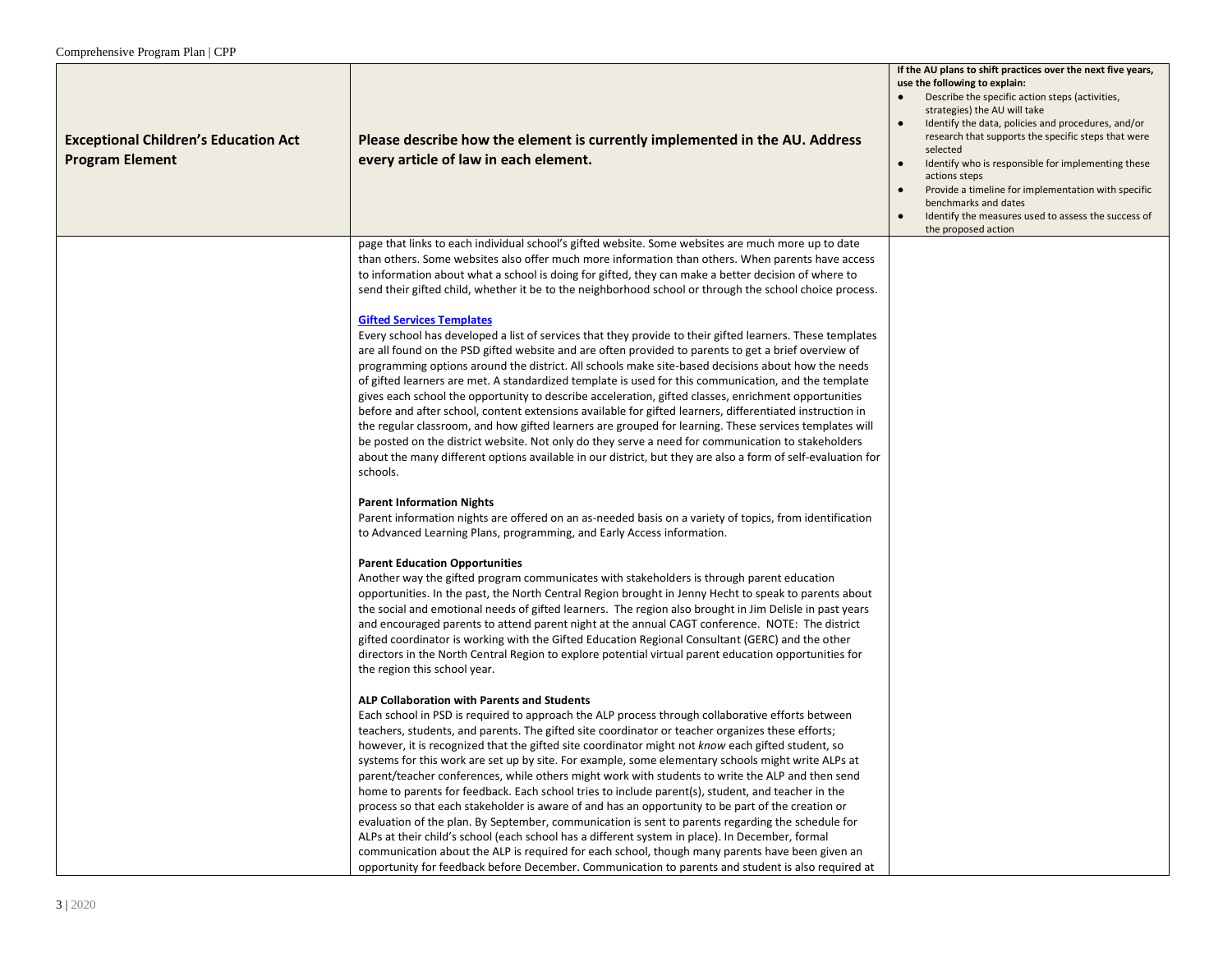| Exceptional Children's Education Act Program Element | Please describe how the element is currently implemented in the AU. Address every article of law in each element. | If the AU plans to shift practices over the next five years, use the following to explain:<br>● Describe the specific action steps (activities, strategies) the AU will take<br>● Identify the data, policies and procedures, and/or research that supports the specific steps that were selected<br>● Identify who is responsible for implementing these actions steps<br>● Provide a timeline for implementation with specific benchmarks and dates<br>● Identify the measures used to assess the success of the proposed action |
|---|---|---|
| | page that links to each individual school's gifted website. Some websites are much more up to date than others. Some websites also offer much more information than others. When parents have access to information about what a school is doing for gifted, they can make a better decision of where to send their gifted child, whether it be to the neighborhood school or through the school choice process.<br><br>**Gifted Services Templates**<br>Every school has developed a list of services that they provide to their gifted learners. These templates are all found on the PSD gifted website and are often provided to parents to get a brief overview of programming options around the district. All schools make site-based decisions about how the needs of gifted learners are met. A standardized template is used for this communication, and the template gives each school the opportunity to describe acceleration, gifted classes, enrichment opportunities before and after school, content extensions available for gifted learners, differentiated instruction in the regular classroom, and how gifted learners are grouped for learning. These services templates will be posted on the district website. Not only do they serve a need for communication to stakeholders about the many different options available in our district, but they are also a form of self-evaluation for schools.<br><br>**Parent Information Nights**<br>Parent information nights are offered on an as-needed basis on a variety of topics, from identification to Advanced Learning Plans, programming, and Early Access information.<br><br>**Parent Education Opportunities**<br>Another way the gifted program communicates with stakeholders is through parent education opportunities. In the past, the North Central Region brought in Jenny Hecht to speak to parents about the social and emotional needs of gifted learners. The region also brought in Jim Delisle in past years and encouraged parents to attend parent night at the annual CAGT conference. NOTE: The district gifted coordinator is working with the Gifted Education Regional Consultant (GERC) and the other directors in the North Central Region to explore potential virtual parent education opportunities for the region this school year.<br><br>**ALP Collaboration with Parents and Students**<br>Each school in PSD is required to approach the ALP process through collaborative efforts between teachers, students, and parents. The gifted site coordinator or teacher organizes these efforts; however, it is recognized that the gifted site coordinator might not *know* each gifted student, so systems for this work are set up by site. For example, some elementary schools might write ALPs at parent/teacher conferences, while others might work with students to write the ALP and then send home to parents for feedback. Each school tries to include parent(s), student, and teacher in the process so that each stakeholder is aware of and has an opportunity to be part of the creation or evaluation of the plan. By September, communication is sent to parents regarding the schedule for ALPs at their child's school (each school has a different system in place). In December, formal communication about the ALP is required for each school, though many parents have been given an opportunity for feedback before December. Communication to parents and student is also required at | |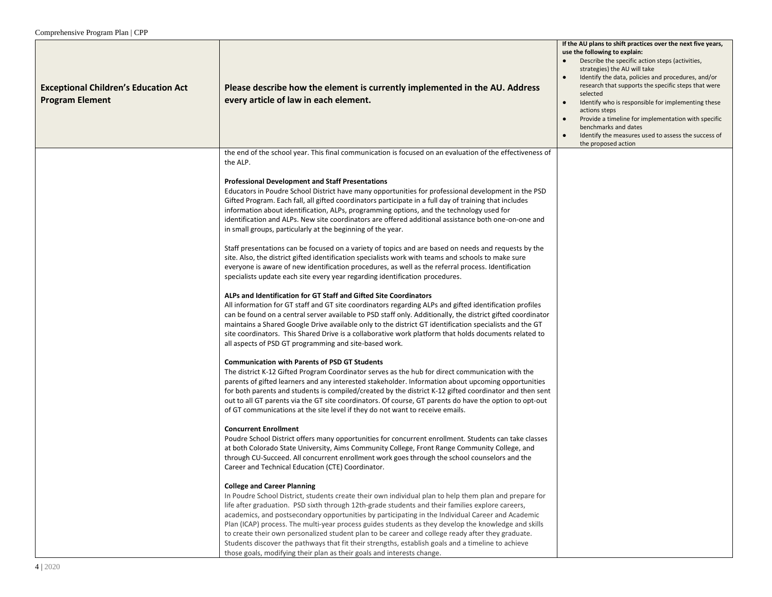| Exceptional Children's Education Act Program Element | Please describe how the element is currently implemented in the AU. Address every article of law in each element. | If the AU plans to shift practices over the next five years, use the following to explain:<br>● Describe the specific action steps (activities, strategies) the AU will take<br>● Identify the data, policies and procedures, and/or research that supports the specific steps that were selected<br>● Identify who is responsible for implementing these actions steps<br>● Provide a timeline for implementation with specific benchmarks and dates<br>● Identify the measures used to assess the success of the proposed action |
|---|---|---|
| | the end of the school year. This final communication is focused on an evaluation of the effectiveness of the ALP.<br><br>**Professional Development and Staff Presentations**<br>Educators in Poudre School District have many opportunities for professional development in the PSD Gifted Program. Each fall, all gifted coordinators participate in a full day of training that includes information about identification, ALPs, programming options, and the technology used for identification and ALPs. New site coordinators are offered additional assistance both one-on-one and in small groups, particularly at the beginning of the year.<br><br>Staff presentations can be focused on a variety of topics and are based on needs and requests by the site. Also, the district gifted identification specialists work with teams and schools to make sure everyone is aware of new identification procedures, as well as the referral process. Identification specialists update each site every year regarding identification procedures.<br><br>**ALPs and Identification for GT Staff and Gifted Site Coordinators**<br>All information for GT staff and GT site coordinators regarding ALPs and gifted identification profiles can be found on a central server available to PSD staff only. Additionally, the district gifted coordinator maintains a Shared Google Drive available only to the district GT identification specialists and the GT site coordinators. This Shared Drive is a collaborative work platform that holds documents related to all aspects of PSD GT programming and site-based work.<br><br>**Communication with Parents of PSD GT Students**<br>The district K-12 Gifted Program Coordinator serves as the hub for direct communication with the parents of gifted learners and any interested stakeholder. Information about upcoming opportunities for both parents and students is compiled/created by the district K-12 gifted coordinator and then sent out to all GT parents via the GT site coordinators. Of course, GT parents do have the option to opt-out of GT communications at the site level if they do not want to receive emails.<br><br>**Concurrent Enrollment**<br>Poudre School District offers many opportunities for concurrent enrollment. Students can take classes at both Colorado State University, Aims Community College, Front Range Community College, and through CU-Succeed. All concurrent enrollment work goes through the school counselors and the Career and Technical Education (CTE) Coordinator.<br><br>**College and Career Planning**<br>In Poudre School District, students create their own individual plan to help them plan and prepare for life after graduation. PSD sixth through 12th-grade students and their families explore careers, academics, and postsecondary opportunities by participating in the Individual Career and Academic Plan (ICAP) process. The multi-year process guides students as they develop the knowledge and skills to create their own personalized student plan to be career and college ready after they graduate. Students discover the pathways that fit their strengths, establish goals and a timeline to achieve those goals, modifying their plan as their goals and interests change. | |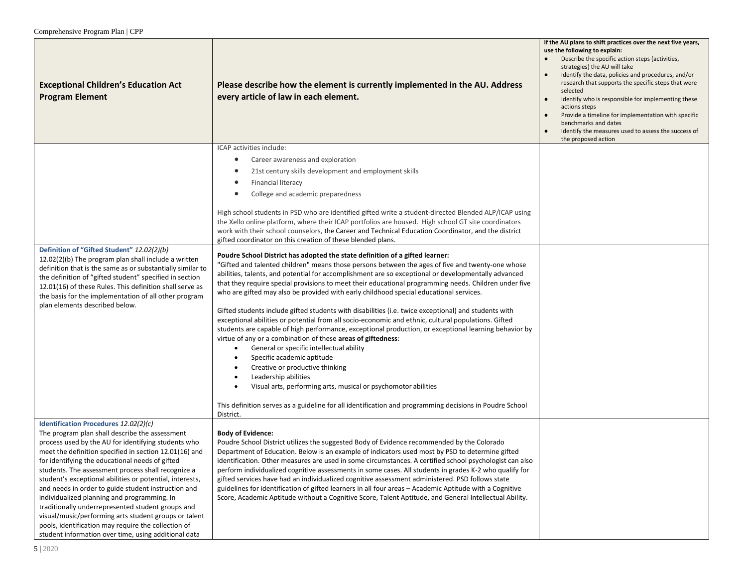| Exceptional Children's Education Act Program Element | Please describe how the element is currently implemented in the AU. Address every article of law in each element. | If the AU plans to shift practices over the next five years, use the following to explain:<br>● Describe the specific action steps (activities, strategies) the AU will take<br>● Identify the data, policies and procedures, and/or research that supports the specific steps that were selected<br>● Identify who is responsible for implementing these actions steps<br>● Provide a timeline for implementation with specific benchmarks and dates<br>● Identify the measures used to assess the success of the proposed action |
|---|---|---|
| | ICAP activities include:<br>● Career awareness and exploration<br>● 21st century skills development and employment skills<br>● Financial literacy<br>● College and academic preparedness<br><br>High school students in PSD who are identified gifted write a student-directed Blended ALP/ICAP using the Xello online platform, where their ICAP portfolios are housed. High school GT site coordinators work with their school counselors, the Career and Technical Education Coordinator, and the district gifted coordinator on this creation of these blended plans. | |
| **Definition of "Gifted Student"** *12.02(2)(b)*<br>12.02(2)(b) The program plan shall include a written definition that is the same as or substantially similar to the definition of "gifted student" specified in section 12.01(16) of these Rules. This definition shall serve as the basis for the implementation of all other program plan elements described below. | **Poudre School District has adopted the state definition of a gifted learner:**<br>"Gifted and talented children" means those persons between the ages of five and twenty-one whose abilities, talents, and potential for accomplishment are so exceptional or developmentally advanced that they require special provisions to meet their educational programming needs. Children under five who are gifted may also be provided with early childhood special educational services.<br><br>Gifted students include gifted students with disabilities (i.e. twice exceptional) and students with exceptional abilities or potential from all socio-economic and ethnic, cultural populations. Gifted students are capable of high performance, exceptional production, or exceptional learning behavior by virtue of any or a combination of these **areas of giftedness**:<br>● General or specific intellectual ability<br>● Specific academic aptitude<br>● Creative or productive thinking<br>● Leadership abilities<br>● Visual arts, performing arts, musical or psychomotor abilities<br><br>This definition serves as a guideline for all identification and programming decisions in Poudre School District. | |
| **Identification Procedures** *12.02(2)(c)*<br>The program plan shall describe the assessment process used by the AU for identifying students who meet the definition specified in section 12.01(16) and for identifying the educational needs of gifted students. The assessment process shall recognize a student's exceptional abilities or potential, interests, and needs in order to guide student instruction and individualized planning and programming. In traditionally underrepresented student groups and visual/music/performing arts student groups or talent pools, identification may require the collection of student information over time, using additional data | **Body of Evidence:**<br>Poudre School District utilizes the suggested Body of Evidence recommended by the Colorado Department of Education. Below is an example of indicators used most by PSD to determine gifted identification. Other measures are used in some circumstances. A certified school psychologist can also perform individualized cognitive assessments in some cases. All students in grades K-2 who qualify for gifted services have had an individualized cognitive assessment administered. PSD follows state guidelines for identification of gifted learners in all four areas – Academic Aptitude with a Cognitive Score, Academic Aptitude without a Cognitive Score, Talent Aptitude, and General Intellectual Ability. | |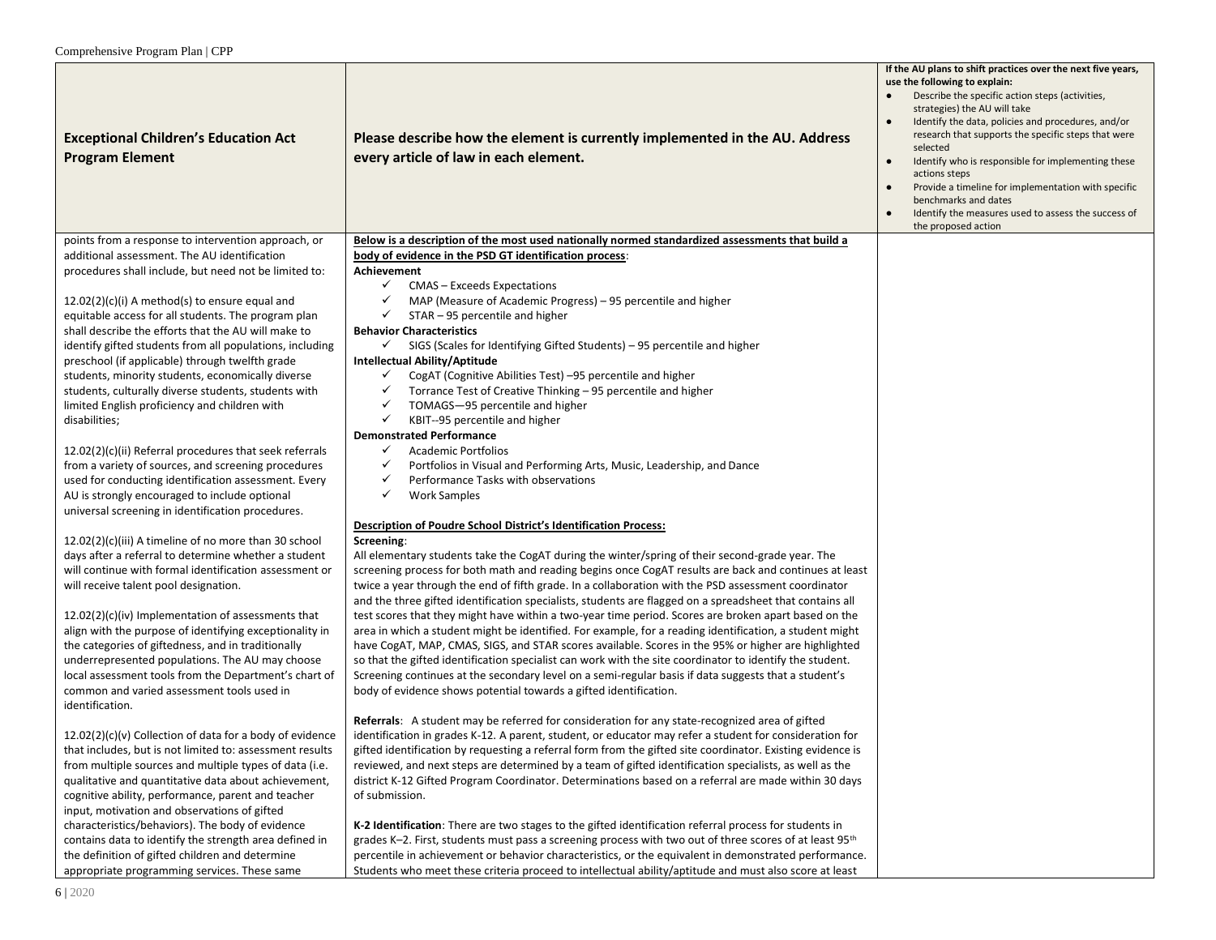| Exceptional Children's Education Act Program Element | Please describe how the element is currently implemented in the AU. Address every article of law in each element. | If the AU plans to shift practices over the next five years, use the following to explain: <br>● Describe the specific action steps (activities, strategies) the AU will take <br>● Identify the data, policies and procedures, and/or research that supports the specific steps that were selected <br>● Identify who is responsible for implementing these actions steps <br>● Provide a timeline for implementation with specific benchmarks and dates <br>● Identify the measures used to assess the success of the proposed action |
|---|---|---|
| points from a response to intervention approach, or additional assessment. The AU identification procedures shall include, but need not be limited to:<br><br>12.02(2)(c)(i) A method(s) to ensure equal and equitable access for all students. The program plan shall describe the efforts that the AU will make to identify gifted students from all populations, including preschool (if applicable) through twelfth grade students, minority students, economically diverse students, culturally diverse students, students with limited English proficiency and children with disabilities;<br><br>12.02(2)(c)(ii) Referral procedures that seek referrals from a variety of sources, and screening procedures used for conducting identification assessment. Every AU is strongly encouraged to include optional universal screening in identification procedures.<br><br>12.02(2)(c)(iii) A timeline of no more than 30 school days after a referral to determine whether a student will continue with formal identification assessment or will receive talent pool designation.<br><br>12.02(2)(c)(iv) Implementation of assessments that align with the purpose of identifying exceptionality in the categories of giftedness, and in traditionally underrepresented populations. The AU may choose local assessment tools from the Department's chart of common and varied assessment tools used in identification.<br><br>12.02(2)(c)(v) Collection of data for a body of evidence that includes, but is not limited to: assessment results from multiple sources and multiple types of data (i.e. qualitative and quantitative data about achievement, cognitive ability, performance, parent and teacher input, motivation and observations of gifted characteristics/behaviors). The body of evidence contains data to identify the strength area defined in the definition of gifted children and determine appropriate programming services. These same | **Below is a description of the most used nationally normed standardized assessments that build a body of evidence in the PSD GT identification process**:<br>**Achievement**<br>✓ CMAS – Exceeds Expectations<br>✓ MAP (Measure of Academic Progress) – 95 percentile and higher<br>✓ STAR – 95 percentile and higher<br>**Behavior Characteristics**<br>✓ SIGS (Scales for Identifying Gifted Students) – 95 percentile and higher<br>**Intellectual Ability/Aptitude**<br>✓ CogAT (Cognitive Abilities Test) –95 percentile and higher<br>✓ Torrance Test of Creative Thinking – 95 percentile and higher<br>✓ TOMAGS—95 percentile and higher<br>✓ KBIT--95 percentile and higher<br>**Demonstrated Performance**<br>✓ Academic Portfolios<br>✓ Portfolios in Visual and Performing Arts, Music, Leadership, and Dance<br>✓ Performance Tasks with observations<br>✓ Work Samples<br><br>**Description of Poudre School District's Identification Process:**<br>**Screening**:<br>All elementary students take the CogAT during the winter/spring of their second-grade year. The screening process for both math and reading begins once CogAT results are back and continues at least twice a year through the end of fifth grade. In a collaboration with the PSD assessment coordinator and the three gifted identification specialists, students are flagged on a spreadsheet that contains all test scores that they might have within a two-year time period. Scores are broken apart based on the area in which a student might be identified. For example, for a reading identification, a student might have CogAT, MAP, CMAS, SIGS, and STAR scores available. Scores in the 95% or higher are highlighted so that the gifted identification specialist can work with the site coordinator to identify the student. Screening continues at the secondary level on a semi-regular basis if data suggests that a student's body of evidence shows potential towards a gifted identification.<br><br>**Referrals**: A student may be referred for consideration for any state-recognized area of gifted identification in grades K-12. A parent, student, or educator may refer a student for consideration for gifted identification by requesting a referral form from the gifted site coordinator. Existing evidence is reviewed, and next steps are determined by a team of gifted identification specialists, as well as the district K-12 Gifted Program Coordinator. Determinations based on a referral are made within 30 days of submission.<br><br>**K-2 Identification**: There are two stages to the gifted identification referral process for students in grades K–2. First, students must pass a screening process with two out of three scores of at least 95th percentile in achievement or behavior characteristics, or the equivalent in demonstrated performance. Students who meet these criteria proceed to intellectual ability/aptitude and must also score at least | |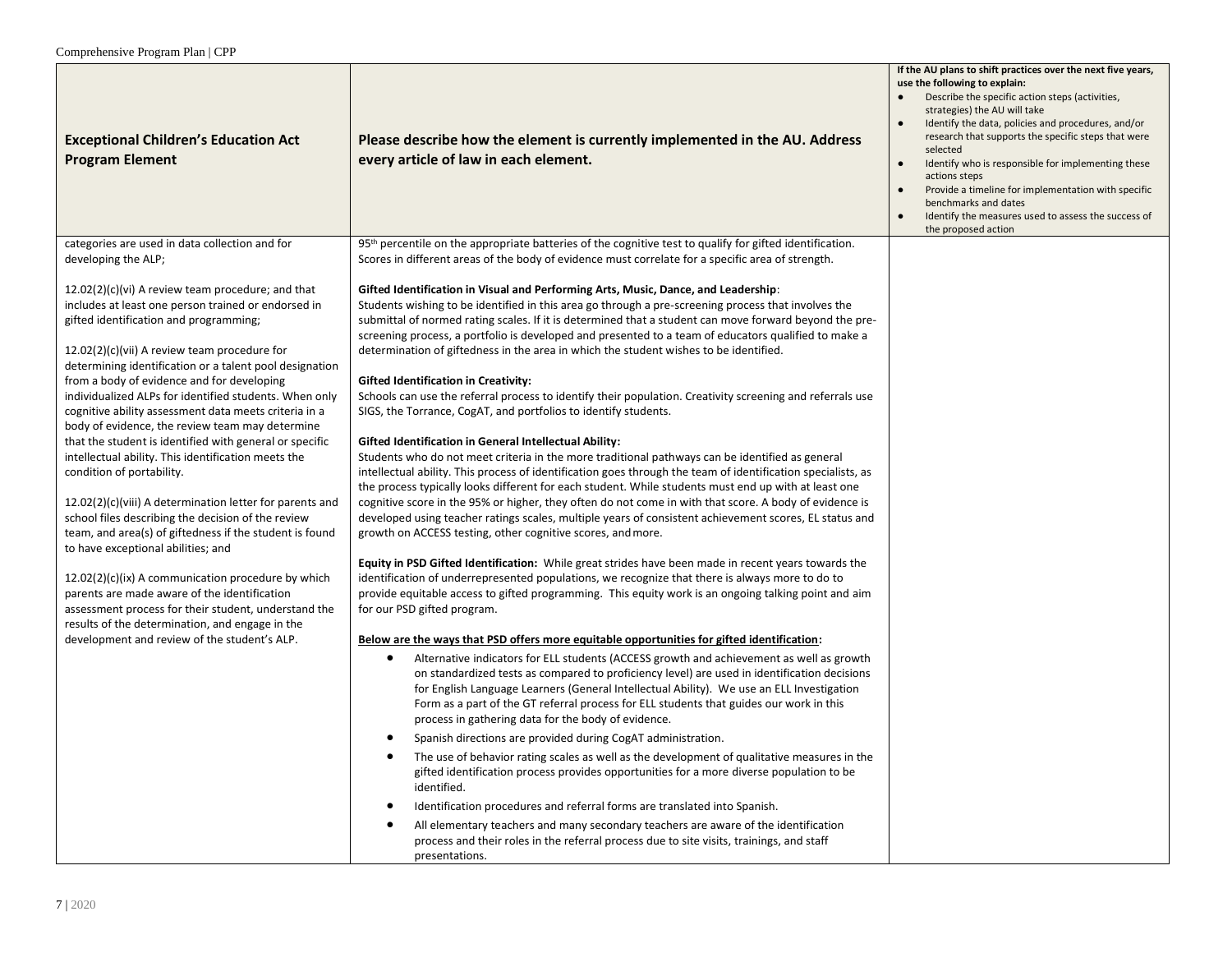| Exceptional Children's Education Act Program Element | Please describe how the element is currently implemented in the AU. Address every article of law in each element. | If the AU plans to shift practices over the next five years, use the following to explain: <br>• Describe the specific action steps (activities, strategies) the AU will take <br>• Identify the data, policies and procedures, and/or research that supports the specific steps that were selected <br>• Identify who is responsible for implementing these actions steps <br>• Provide a timeline for implementation with specific benchmarks and dates <br>• Identify the measures used to assess the success of the proposed action |
|---|---|---|
| categories are used in data collection and for developing the ALP;<br><br>12.02(2)(c)(vi) A review team procedure; and that includes at least one person trained or endorsed in gifted identification and programming;<br><br>12.02(2)(c)(vii) A review team procedure for determining identification or a talent pool designation from a body of evidence and for developing individualized ALPs for identified students. When only cognitive ability assessment data meets criteria in a body of evidence, the review team may determine that the student is identified with general or specific intellectual ability. This identification meets the condition of portability.<br><br>12.02(2)(c)(viii) A determination letter for parents and school files describing the decision of the review team, and area(s) of giftedness if the student is found to have exceptional abilities; and<br><br>12.02(2)(c)(ix) A communication procedure by which parents are made aware of the identification assessment process for their student, understand the results of the determination, and engage in the development and review of the student's ALP. | 95th percentile on the appropriate batteries of the cognitive test to qualify for gifted identification. Scores in different areas of the body of evidence must correlate for a specific area of strength.<br><br>**Gifted Identification in Visual and Performing Arts, Music, Dance, and Leadership**:<br>Students wishing to be identified in this area go through a pre-screening process that involves the submittal of normed rating scales. If it is determined that a student can move forward beyond the pre-screening process, a portfolio is developed and presented to a team of educators qualified to make a determination of giftedness in the area in which the student wishes to be identified.<br><br>**Gifted Identification in Creativity:**<br>Schools can use the referral process to identify their population. Creativity screening and referrals use SIGS, the Torrance, CogAT, and portfolios to identify students.<br><br>**Gifted Identification in General Intellectual Ability:**<br>Students who do not meet criteria in the more traditional pathways can be identified as general intellectual ability. This process of identification goes through the team of identification specialists, as the process typically looks different for each student. While students must end up with at least one cognitive score in the 95% or higher, they often do not come in with that score. A body of evidence is developed using teacher ratings scales, multiple years of consistent achievement scores, EL status and growth on ACCESS testing, other cognitive scores, and more.<br><br>**Equity in PSD Gifted Identification:** While great strides have been made in recent years towards the identification of underrepresented populations, we recognize that there is always more to do to provide equitable access to gifted programming. This equity work is an ongoing talking point and aim for our PSD gifted program.<br><br>**Below are the ways that PSD offers more equitable opportunities for gifted identification:**<br>• Alternative indicators for ELL students (ACCESS growth and achievement as well as growth on standardized tests as compared to proficiency level) are used in identification decisions for English Language Learners (General Intellectual Ability). We use an ELL Investigation Form as a part of the GT referral process for ELL students that guides our work in this process in gathering data for the body of evidence.<br>• Spanish directions are provided during CogAT administration.<br>• The use of behavior rating scales as well as the development of qualitative measures in the gifted identification process provides opportunities for a more diverse population to be identified.<br>• Identification procedures and referral forms are translated into Spanish.<br>• All elementary teachers and many secondary teachers are aware of the identification process and their roles in the referral process due to site visits, trainings, and staff presentations. | |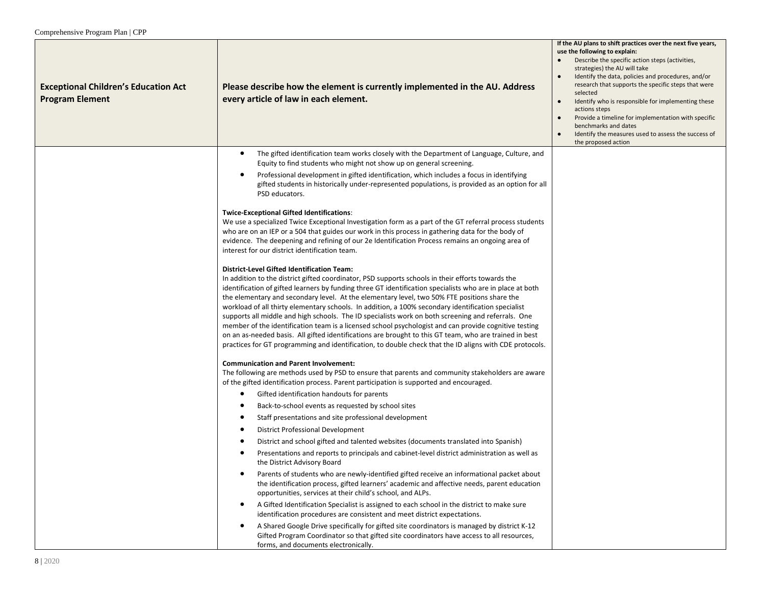| Exceptional Children's Education Act Program Element | Please describe how the element is currently implemented in the AU. Address every article of law in each element. | If the AU plans to shift practices over the next five years, use the following to explain: <br>• Describe the specific action steps (activities, strategies) the AU will take <br>• Identify the data, policies and procedures, and/or research that supports the specific steps that were selected <br>• Identify who is responsible for implementing these actions steps <br>• Provide a timeline for implementation with specific benchmarks and dates <br>• Identify the measures used to assess the success of the proposed action |
|---|---|---|
| | • The gifted identification team works closely with the Department of Language, Culture, and Equity to find students who might not show up on general screening. <br>• Professional development in gifted identification, which includes a focus in identifying gifted students in historically under-represented populations, is provided as an option for all PSD educators. <br><br>**Twice-Exceptional Gifted Identifications**: <br>We use a specialized Twice Exceptional Investigation form as a part of the GT referral process students who are on an IEP or a 504 that guides our work in this process in gathering data for the body of evidence. The deepening and refining of our 2e Identification Process remains an ongoing area of interest for our district identification team. <br><br>**District-Level Gifted Identification Team:** <br>In addition to the district gifted coordinator, PSD supports schools in their efforts towards the identification of gifted learners by funding three GT identification specialists who are in place at both the elementary and secondary level. At the elementary level, two 50% FTE positions share the workload of all thirty elementary schools. In addition, a 100% secondary identification specialist supports all middle and high schools. The ID specialists work on both screening and referrals. One member of the identification team is a licensed school psychologist and can provide cognitive testing on an as-needed basis. All gifted identifications are brought to this GT team, who are trained in best practices for GT programming and identification, to double check that the ID aligns with CDE protocols. <br><br>**Communication and Parent Involvement:** <br>The following are methods used by PSD to ensure that parents and community stakeholders are aware of the gifted identification process. Parent participation is supported and encouraged. <br>• Gifted identification handouts for parents <br>• Back-to-school events as requested by school sites <br>• Staff presentations and site professional development <br>• District Professional Development <br>• District and school gifted and talented websites (documents translated into Spanish) <br>• Presentations and reports to principals and cabinet-level district administration as well as the District Advisory Board <br>• Parents of students who are newly-identified gifted receive an informational packet about the identification process, gifted learners' academic and affective needs, parent education opportunities, services at their child's school, and ALPs. <br>• A Gifted Identification Specialist is assigned to each school in the district to make sure identification procedures are consistent and meet district expectations. <br>• A Shared Google Drive specifically for gifted site coordinators is managed by district K-12 Gifted Program Coordinator so that gifted site coordinators have access to all resources, forms, and documents electronically. | |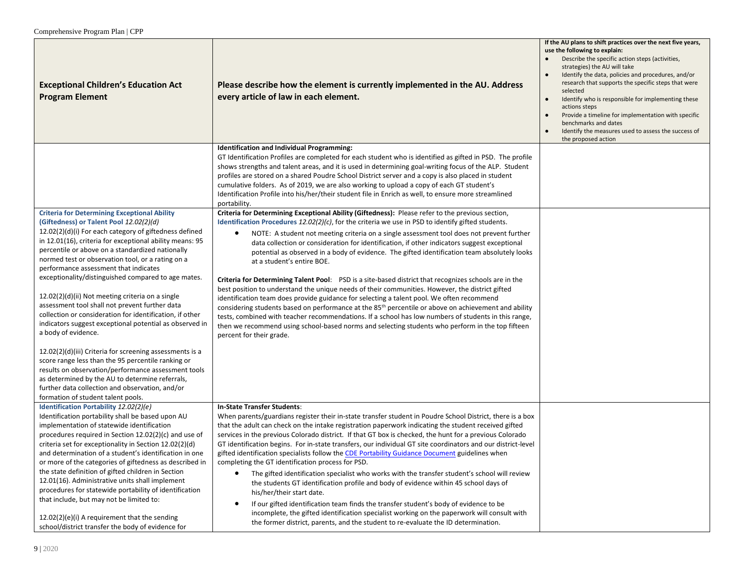| Exceptional Children's Education Act Program Element | Please describe how the element is currently implemented in the AU. Address every article of law in each element. | If the AU plans to shift practices over the next five years, use the following to explain:<br>● Describe the specific action steps (activities, strategies) the AU will take<br>● Identify the data, policies and procedures, and/or research that supports the specific steps that were selected<br>● Identify who is responsible for implementing these actions steps<br>● Provide a timeline for implementation with specific benchmarks and dates<br>● Identify the measures used to assess the success of the proposed action |
|---|---|---|
| | **Identification and Individual Programming:**<br>GT Identification Profiles are completed for each student who is identified as gifted in PSD. The profile shows strengths and talent areas, and it is used in determining goal-writing focus of the ALP. Student profiles are stored on a shared Poudre School District server and a copy is also placed in student cumulative folders. As of 2019, we are also working to upload a copy of each GT student's Identification Profile into his/her/their student file in Enrich as well, to ensure more streamlined portability. | |
| **Criteria for Determining Exceptional Ability (Giftedness) or Talent Pool** *12.02(2)(d)*<br>12.02(2)(d)(i) For each category of giftedness defined in 12.01(16), criteria for exceptional ability means: 95 percentile or above on a standardized nationally normed test or observation tool, or a rating on a performance assessment that indicates exceptionality/distinguished compared to age mates.<br><br>12.02(2)(d)(ii) Not meeting criteria on a single assessment tool shall not prevent further data collection or consideration for identification, if other indicators suggest exceptional potential as observed in a body of evidence.<br><br>12.02(2)(d)(iii) Criteria for screening assessments is a score range less than the 95 percentile ranking or results on observation/performance assessment tools as determined by the AU to determine referrals, further data collection and observation, and/or formation of student talent pools. | **Criteria for Determining Exceptional Ability (Giftedness):** Please refer to the previous section, **Identification Procedures** *12.02(2)(c)*, for the criteria we use in PSD to identify gifted students.<br>● NOTE: A student not meeting criteria on a single assessment tool does not prevent further data collection or consideration for identification, if other indicators suggest exceptional potential as observed in a body of evidence. The gifted identification team absolutely looks at a student's entire BOE.<br><br>**Criteria for Determining Talent Pool**: PSD is a site-based district that recognizes schools are in the best position to understand the unique needs of their communities. However, the district gifted identification team does provide guidance for selecting a talent pool. We often recommend considering students based on performance at the 85th percentile or above on achievement and ability tests, combined with teacher recommendations. If a school has low numbers of students in this range, then we recommend using school-based norms and selecting students who perform in the top fifteen percent for their grade. | |
| **Identification Portability** *12.02(2)(e)*<br>Identification portability shall be based upon AU implementation of statewide identification procedures required in Section 12.02(2)(c) and use of criteria set for exceptionality in Section 12.02(2)(d) and determination of a student's identification in one or more of the categories of giftedness as described in the state definition of gifted children in Section 12.01(16). Administrative units shall implement procedures for statewide portability of identification that include, but may not be limited to:<br><br>12.02(2)(e)(i) A requirement that the sending school/district transfer the body of evidence for | **In-State Transfer Students**:<br>When parents/guardians register their in-state transfer student in Poudre School District, there is a box that the adult can check on the intake registration paperwork indicating the student received gifted services in the previous Colorado district. If that GT box is checked, the hunt for a previous Colorado GT identification begins. For in-state transfers, our individual GT site coordinators and our district-level gifted identification specialists follow the CDE Portability Guidance Document guidelines when completing the GT identification process for PSD.<br>● The gifted identification specialist who works with the transfer student's school will review the students GT identification profile and body of evidence within 45 school days of his/her/their start date.<br>● If our gifted identification team finds the transfer student's body of evidence to be incomplete, the gifted identification specialist working on the paperwork will consult with the former district, parents, and the student to re-evaluate the ID determination. | |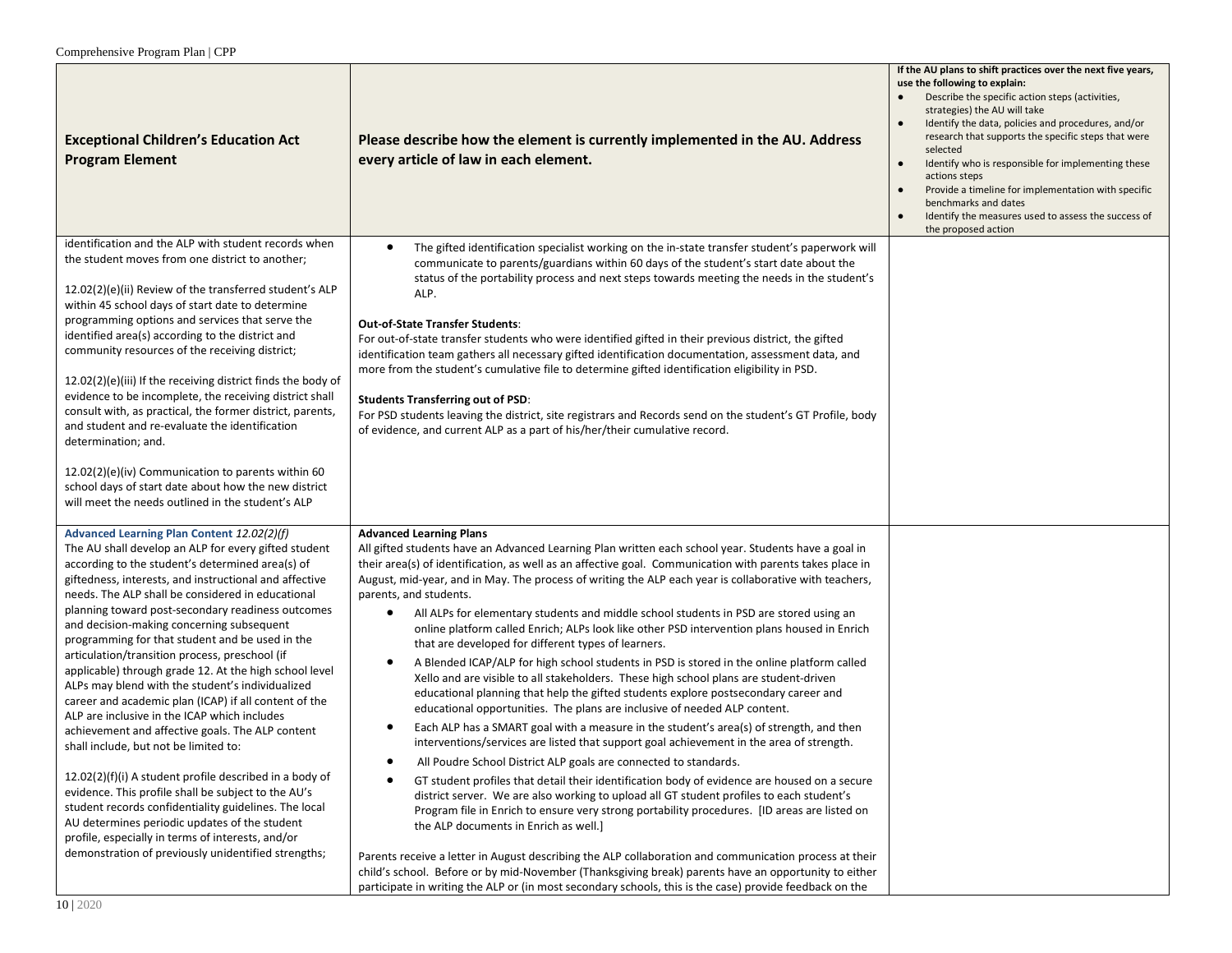| Exceptional Children's Education Act Program Element | Please describe how the element is currently implemented in the AU. Address every article of law in each element. | If the AU plans to shift practices over the next five years, use the following to explain:<br>● Describe the specific action steps (activities, strategies) the AU will take<br>● Identify the data, policies and procedures, and/or research that supports the specific steps that were selected<br>● Identify who is responsible for implementing these actions steps<br>● Provide a timeline for implementation with specific benchmarks and dates<br>● Identify the measures used to assess the success of the proposed action |
|---|---|---|
| identification and the ALP with student records when the student moves from one district to another;<br><br>12.02(2)(e)(ii) Review of the transferred student's ALP within 45 school days of start date to determine programming options and services that serve the identified area(s) according to the district and community resources of the receiving district;<br><br>12.02(2)(e)(iii) If the receiving district finds the body of evidence to be incomplete, the receiving district shall consult with, as practical, the former district, parents, and student and re-evaluate the identification determination; and.<br><br>12.02(2)(e)(iv) Communication to parents within 60 school days of start date about how the new district will meet the needs outlined in the student's ALP | ● The gifted identification specialist working on the in-state transfer student's paperwork will communicate to parents/guardians within 60 days of the student's start date about the status of the portability process and next steps towards meeting the needs in the student's ALP.<br><br>**Out-of-State Transfer Students**:<br>For out-of-state transfer students who were identified gifted in their previous district, the gifted identification team gathers all necessary gifted identification documentation, assessment data, and more from the student's cumulative file to determine gifted identification eligibility in PSD.<br><br>**Students Transferring out of PSD**:<br>For PSD students leaving the district, site registrars and Records send on the student's GT Profile, body of evidence, and current ALP as a part of his/her/their cumulative record. | |
| **Advanced Learning Plan Content** *12.02(2)(f)*<br>The AU shall develop an ALP for every gifted student according to the student's determined area(s) of giftedness, interests, and instructional and affective needs. The ALP shall be considered in educational planning toward post-secondary readiness outcomes and decision-making concerning subsequent programming for that student and be used in the articulation/transition process, preschool (if applicable) through grade 12. At the high school level ALPs may blend with the student's individualized career and academic plan (ICAP) if all content of the ALP are inclusive in the ICAP which includes achievement and affective goals. The ALP content shall include, but not be limited to:<br><br>12.02(2)(f)(i) A student profile described in a body of evidence. This profile shall be subject to the AU's student records confidentiality guidelines. The local AU determines periodic updates of the student profile, especially in terms of interests, and/or demonstration of previously unidentified strengths; | **Advanced Learning Plans**<br>All gifted students have an Advanced Learning Plan written each school year. Students have a goal in their area(s) of identification, as well as an affective goal. Communication with parents takes place in August, mid-year, and in May. The process of writing the ALP each year is collaborative with teachers, parents, and students.<br>● All ALPs for elementary students and middle school students in PSD are stored using an online platform called Enrich; ALPs look like other PSD intervention plans housed in Enrich that are developed for different types of learners.<br>● A Blended ICAP/ALP for high school students in PSD is stored in the online platform called Xello and are visible to all stakeholders. These high school plans are student-driven educational planning that help the gifted students explore postsecondary career and educational opportunities. The plans are inclusive of needed ALP content.<br>● Each ALP has a SMART goal with a measure in the student's area(s) of strength, and then interventions/services are listed that support goal achievement in the area of strength.<br>● All Poudre School District ALP goals are connected to standards.<br>● GT student profiles that detail their identification body of evidence are housed on a secure district server. We are also working to upload all GT student profiles to each student's Program file in Enrich to ensure very strong portability procedures. [ID areas are listed on the ALP documents in Enrich as well.]<br><br>Parents receive a letter in August describing the ALP collaboration and communication process at their child's school. Before or by mid-November (Thanksgiving break) parents have an opportunity to either participate in writing the ALP or (in most secondary schools, this is the case) provide feedback on the | |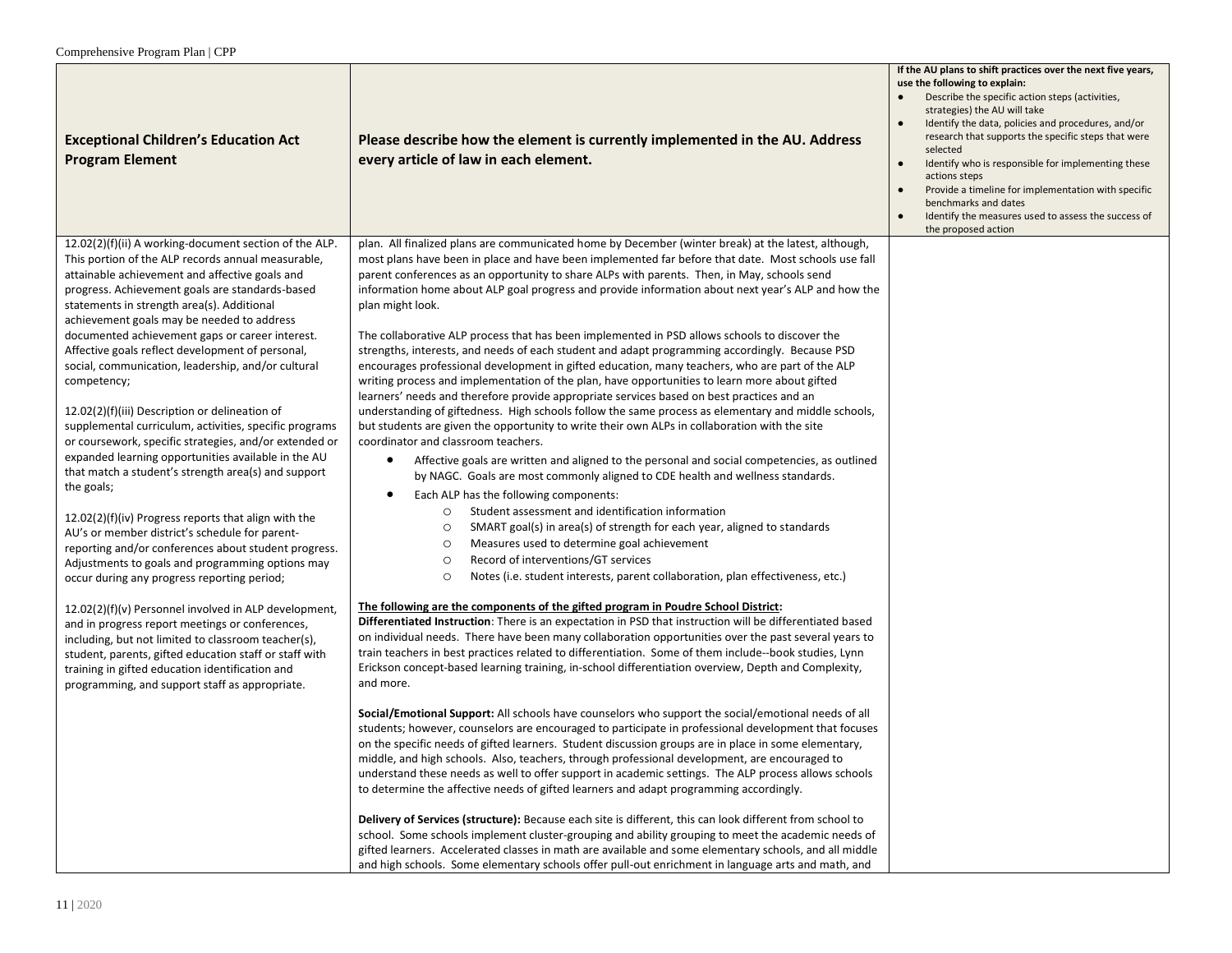| Exceptional Children's Education Act Program Element | Please describe how the element is currently implemented in the AU. Address every article of law in each element. | If the AU plans to shift practices over the next five years, use the following to explain:<br>• Describe the specific action steps (activities, strategies) the AU will take<br>• Identify the data, policies and procedures, and/or research that supports the specific steps that were selected<br>• Identify who is responsible for implementing these actions steps<br>• Provide a timeline for implementation with specific benchmarks and dates<br>• Identify the measures used to assess the success of the proposed action |
|---|---|---|
| 12.02(2)(f)(ii) A working-document section of the ALP. This portion of the ALP records annual measurable, attainable achievement and affective goals and progress. Achievement goals are standards-based statements in strength area(s). Additional achievement goals may be needed to address documented achievement gaps or career interest. Affective goals reflect development of personal, social, communication, leadership, and/or cultural competency;<br><br>12.02(2)(f)(iii) Description or delineation of supplemental curriculum, activities, specific programs or coursework, specific strategies, and/or extended or expanded learning opportunities available in the AU that match a student's strength area(s) and support the goals;<br><br>12.02(2)(f)(iv) Progress reports that align with the AU's or member district's schedule for parent-reporting and/or conferences about student progress. Adjustments to goals and programming options may occur during any progress reporting period;<br><br>12.02(2)(f)(v) Personnel involved in ALP development, and in progress report meetings or conferences, including, but not limited to classroom teacher(s), student, parents, gifted education staff or staff with training in gifted education identification and programming, and support staff as appropriate. | plan. All finalized plans are communicated home by December (winter break) at the latest, although, most plans have been in place and have been implemented far before that date. Most schools use fall parent conferences as an opportunity to share ALPs with parents. Then, in May, schools send information home about ALP goal progress and provide information about next year's ALP and how the plan might look.<br><br>The collaborative ALP process that has been implemented in PSD allows schools to discover the strengths, interests, and needs of each student and adapt programming accordingly. Because PSD encourages professional development in gifted education, many teachers, who are part of the ALP writing process and implementation of the plan, have opportunities to learn more about gifted learners' needs and therefore provide appropriate services based on best practices and an understanding of giftedness. High schools follow the same process as elementary and middle schools, but students are given the opportunity to write their own ALPs in collaboration with the site coordinator and classroom teachers.<br>• Affective goals are written and aligned to the personal and social competencies, as outlined by NAGC. Goals are most commonly aligned to CDE health and wellness standards.<br>• Each ALP has the following components:<br>○ Student assessment and identification information<br>○ SMART goal(s) in area(s) of strength for each year, aligned to standards<br>○ Measures used to determine goal achievement<br>○ Record of interventions/GT services<br>○ Notes (i.e. student interests, parent collaboration, plan effectiveness, etc.)<br><br>**The following are the components of the gifted program in Poudre School District:**<br>**Differentiated Instruction**: There is an expectation in PSD that instruction will be differentiated based on individual needs. There have been many collaboration opportunities over the past several years to train teachers in best practices related to differentiation. Some of them include--book studies, Lynn Erickson concept-based learning training, in-school differentiation overview, Depth and Complexity, and more.<br><br>**Social/Emotional Support:** All schools have counselors who support the social/emotional needs of all students; however, counselors are encouraged to participate in professional development that focuses on the specific needs of gifted learners. Student discussion groups are in place in some elementary, middle, and high schools. Also, teachers, through professional development, are encouraged to understand these needs as well to offer support in academic settings. The ALP process allows schools to determine the affective needs of gifted learners and adapt programming accordingly.<br><br>**Delivery of Services (structure):** Because each site is different, this can look different from school to school. Some schools implement cluster-grouping and ability grouping to meet the academic needs of gifted learners. Accelerated classes in math are available and some elementary schools, and all middle and high schools. Some elementary schools offer pull-out enrichment in language arts and math, and | |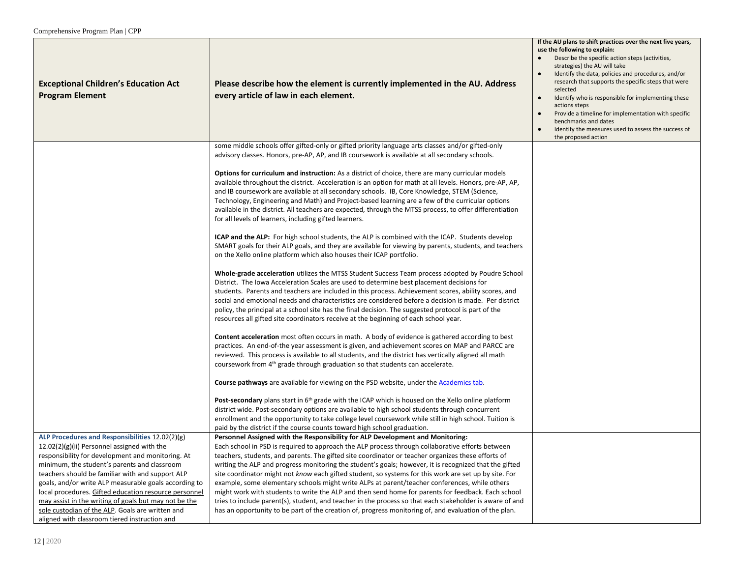| Exceptional Children's Education Act Program Element | Please describe how the element is currently implemented in the AU. Address every article of law in each element. | If the AU plans to shift practices over the next five years, use the following to explain: <ul><li>Describe the specific action steps (activities, strategies) the AU will take</li><li>Identify the data, policies and procedures, and/or research that supports the specific steps that were selected</li><li>Identify who is responsible for implementing these actions steps</li><li>Provide a timeline for implementation with specific benchmarks and dates</li><li>Identify the measures used to assess the success of the proposed action</li></ul> |
|---|---|---|
| | some middle schools offer gifted-only or gifted priority language arts classes and/or gifted-only advisory classes. Honors, pre-AP, AP, and IB coursework is available at all secondary schools.<br><br>**Options for curriculum and instruction:** As a district of choice, there are many curricular models available throughout the district. Acceleration is an option for math at all levels. Honors, pre-AP, AP, and IB coursework are available at all secondary schools. IB, Core Knowledge, STEM (Science, Technology, Engineering and Math) and Project-based learning are a few of the curricular options available in the district. All teachers are expected, through the MTSS process, to offer differentiation for all levels of learners, including gifted learners.<br><br>**ICAP and the ALP:** For high school students, the ALP is combined with the ICAP. Students develop SMART goals for their ALP goals, and they are available for viewing by parents, students, and teachers on the Xello online platform which also houses their ICAP portfolio.<br><br>**Whole-grade acceleration** utilizes the MTSS Student Success Team process adopted by Poudre School District. The Iowa Acceleration Scales are used to determine best placement decisions for students. Parents and teachers are included in this process. Achievement scores, ability scores, and social and emotional needs and characteristics are considered before a decision is made. Per district policy, the principal at a school site has the final decision. The suggested protocol is part of the resources all gifted site coordinators receive at the beginning of each school year.<br><br>**Content acceleration** most often occurs in math. A body of evidence is gathered according to best practices. An end-of-the year assessment is given, and achievement scores on MAP and PARCC are reviewed. This process is available to all students, and the district has vertically aligned all math coursework from 4th grade through graduation so that students can accelerate.<br><br>**Course pathways** are available for viewing on the PSD website, under the [Academics tab](Academics tab).<br><br>**Post-secondary** plans start in 6th grade with the ICAP which is housed on the Xello online platform district wide. Post-secondary options are available to high school students through concurrent enrollment and the opportunity to take college level coursework while still in high school. Tuition is paid by the district if the course counts toward high school graduation. | |
| **ALP Procedures and Responsibilities** 12.02(2)(g)<br>12.02(2)(g)(ii) Personnel assigned with the responsibility for development and monitoring. At minimum, the student's parents and classroom teachers should be familiar with and support ALP goals, and/or write ALP measurable goals according to local procedures. <u>Gifted education resource personnel may assist in the writing of goals but may not be the sole custodian of the ALP</u>. Goals are written and aligned with classroom tiered instruction and | **Personnel Assigned with the Responsibility for ALP Development and Monitoring:**<br>Each school in PSD is required to approach the ALP process through collaborative efforts between teachers, students, and parents. The gifted site coordinator or teacher organizes these efforts of writing the ALP and progress monitoring the student's goals; however, it is recognized that the gifted site coordinator might not *know* each gifted student, so systems for this work are set up by site. For example, some elementary schools might write ALPs at parent/teacher conferences, while others might work with students to write the ALP and then send home for parents for feedback. Each school tries to include parent(s), student, and teacher in the process so that each stakeholder is aware of and has an opportunity to be part of the creation of, progress monitoring of, and evaluation of the plan. | |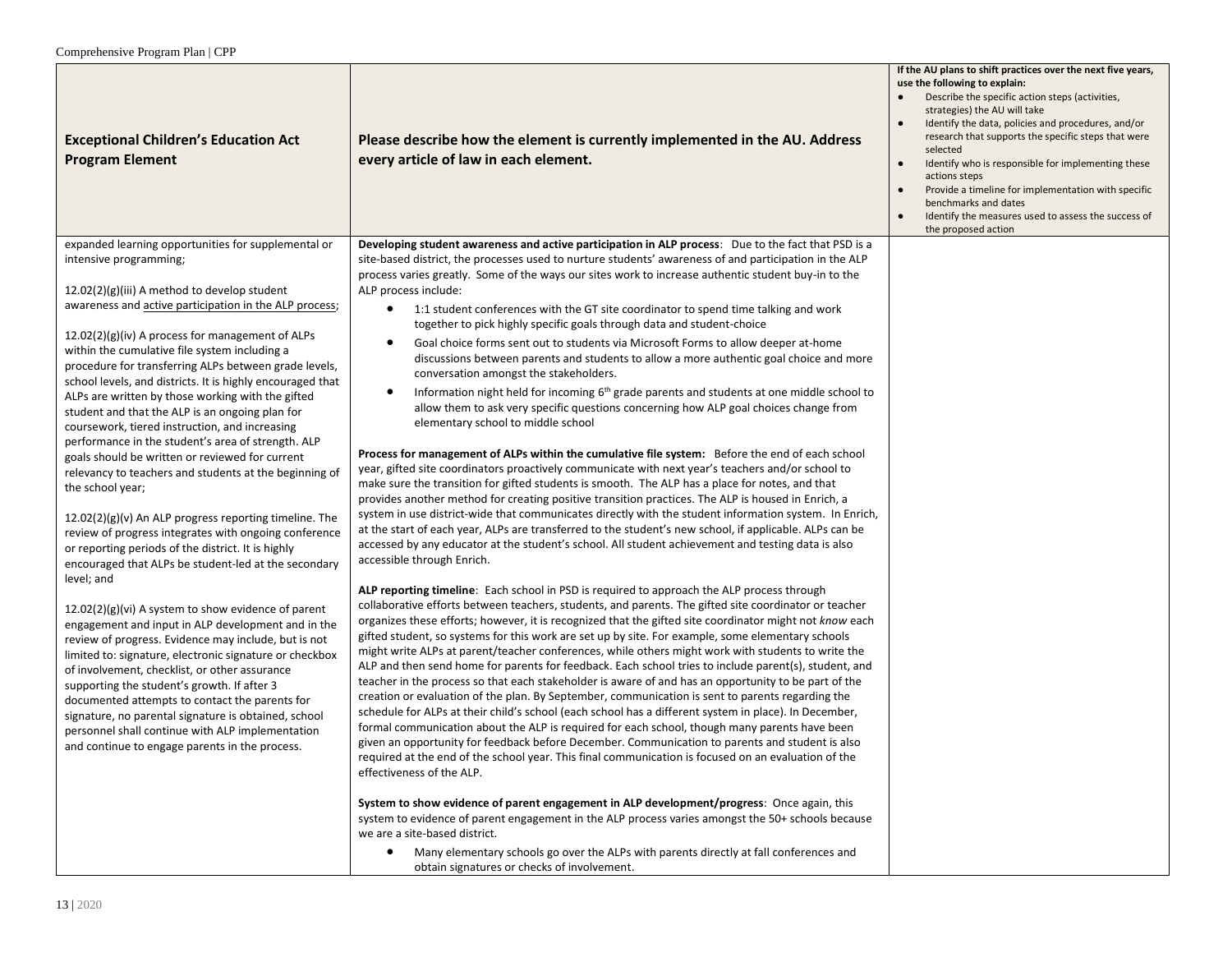| Exceptional Children's Education Act Program Element | Please describe how the element is currently implemented in the AU. Address every article of law in each element. | If the AU plans to shift practices over the next five years, use the following to explain:<br>● Describe the specific action steps (activities, strategies) the AU will take<br>● Identify the data, policies and procedures, and/or research that supports the specific steps that were selected<br>● Identify who is responsible for implementing these actions steps<br>● Provide a timeline for implementation with specific benchmarks and dates<br>● Identify the measures used to assess the success of the proposed action |
|---|---|---|
| expanded learning opportunities for supplemental or intensive programming;<br><br>12.02(2)(g)(iii) A method to develop student awareness and active participation in the ALP process;<br><br>12.02(2)(g)(iv) A process for management of ALPs within the cumulative file system including a procedure for transferring ALPs between grade levels, school levels, and districts. It is highly encouraged that ALPs are written by those working with the gifted student and that the ALP is an ongoing plan for coursework, tiered instruction, and increasing performance in the student's area of strength. ALP goals should be written or reviewed for current relevancy to teachers and students at the beginning of the school year;<br><br>12.02(2)(g)(v) An ALP progress reporting timeline. The review of progress integrates with ongoing conference or reporting periods of the district. It is highly encouraged that ALPs be student-led at the secondary level; and<br><br>12.02(2)(g)(vi) A system to show evidence of parent engagement and input in ALP development and in the review of progress. Evidence may include, but is not limited to: signature, electronic signature or checkbox of involvement, checklist, or other assurance supporting the student's growth. If after 3 documented attempts to contact the parents for signature, no parental signature is obtained, school personnel shall continue with ALP implementation and continue to engage parents in the process. | **Developing student awareness and active participation in ALP process**: Due to the fact that PSD is a site-based district, the processes used to nurture students' awareness of and participation in the ALP process varies greatly. Some of the ways our sites work to increase authentic student buy-in to the ALP process include:<br>● 1:1 student conferences with the GT site coordinator to spend time talking and work together to pick highly specific goals through data and student-choice<br>● Goal choice forms sent out to students via Microsoft Forms to allow deeper at-home discussions between parents and students to allow a more authentic goal choice and more conversation amongst the stakeholders.<br>● Information night held for incoming 6th grade parents and students at one middle school to allow them to ask very specific questions concerning how ALP goal choices change from elementary school to middle school<br><br>**Process for management of ALPs within the cumulative file system:** Before the end of each school year, gifted site coordinators proactively communicate with next year's teachers and/or school to make sure the transition for gifted students is smooth. The ALP has a place for notes, and that provides another method for creating positive transition practices. The ALP is housed in Enrich, a system in use district-wide that communicates directly with the student information system. In Enrich, at the start of each year, ALPs are transferred to the student's new school, if applicable. ALPs can be accessed by any educator at the student's school. All student achievement and testing data is also accessible through Enrich.<br><br>**ALP reporting timeline**: Each school in PSD is required to approach the ALP process through collaborative efforts between teachers, students, and parents. The gifted site coordinator or teacher organizes these efforts; however, it is recognized that the gifted site coordinator might not *know* each gifted student, so systems for this work are set up by site. For example, some elementary schools might write ALPs at parent/teacher conferences, while others might work with students to write the ALP and then send home for parents for feedback. Each school tries to include parent(s), student, and teacher in the process so that each stakeholder is aware of and has an opportunity to be part of the creation or evaluation of the plan. By September, communication is sent to parents regarding the schedule for ALPs at their child's school (each school has a different system in place). In December, formal communication about the ALP is required for each school, though many parents have been given an opportunity for feedback before December. Communication to parents and student is also required at the end of the school year. This final communication is focused on an evaluation of the effectiveness of the ALP.<br><br>**System to show evidence of parent engagement in ALP development/progress**: Once again, this system to evidence of parent engagement in the ALP process varies amongst the 50+ schools because we are a site-based district.<br>● Many elementary schools go over the ALPs with parents directly at fall conferences and obtain signatures or checks of involvement. | |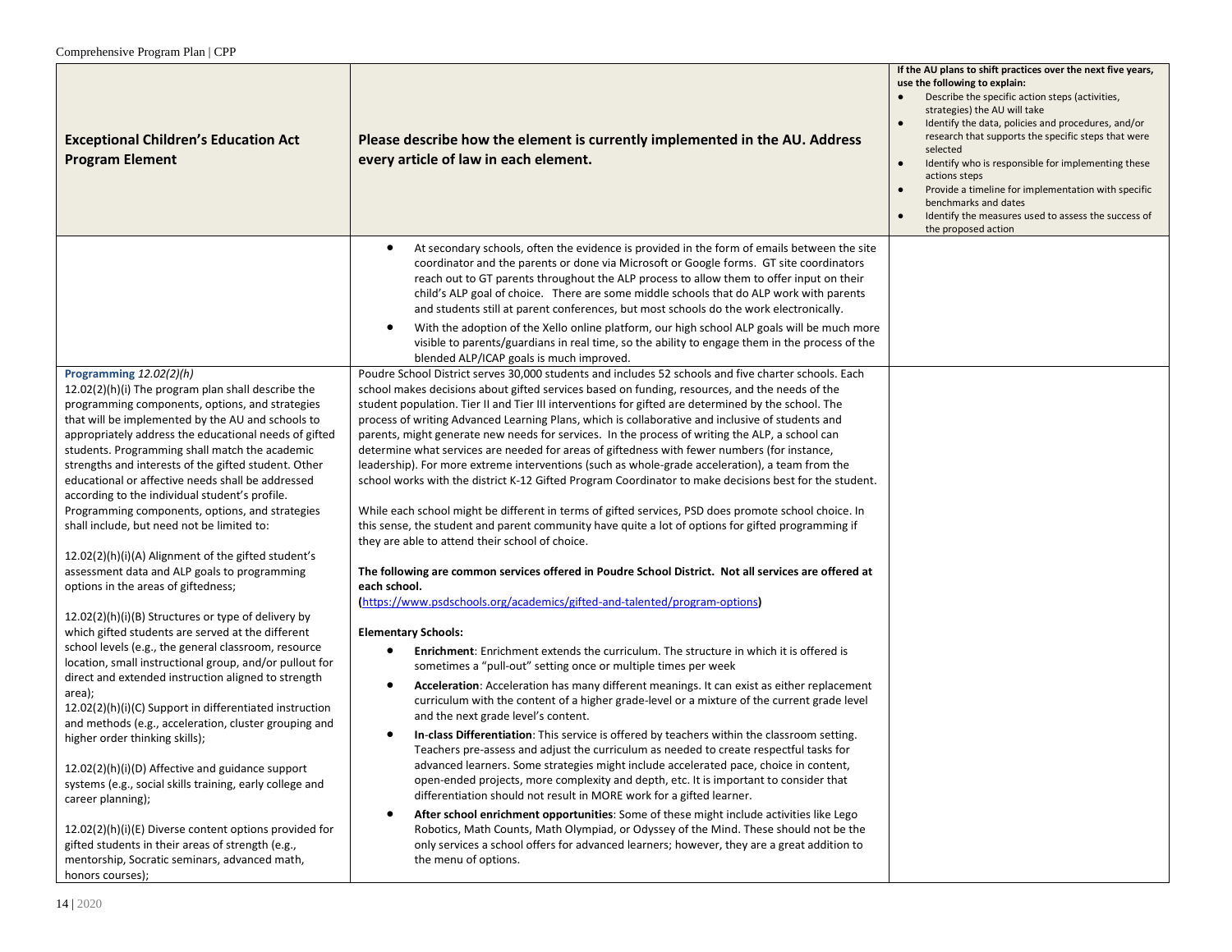| Exceptional Children's Education Act Program Element | Please describe how the element is currently implemented in the AU. Address every article of law in each element. | If the AU plans to shift practices over the next five years, use the following to explain: <ul><li>Describe the specific action steps (activities, strategies) the AU will take</li><li>Identify the data, policies and procedures, and/or research that supports the specific steps that were selected</li><li>Identify who is responsible for implementing these actions steps</li><li>Provide a timeline for implementation with specific benchmarks and dates</li><li>Identify the measures used to assess the success of the proposed action</li></ul> |
|---|---|---|
| | <ul><li>At secondary schools, often the evidence is provided in the form of emails between the site coordinator and the parents or done via Microsoft or Google forms. GT site coordinators reach out to GT parents throughout the ALP process to allow them to offer input on their child's ALP goal of choice. There are some middle schools that do ALP work with parents and students still at parent conferences, but most schools do the work electronically.</li><li>With the adoption of the Xello online platform, our high school ALP goals will be much more visible to parents/guardians in real time, so the ability to engage them in the process of the blended ALP/ICAP goals is much improved.</li></ul> | |
| **Programming** *12.02(2)(h)*<br>12.02(2)(h)(i) The program plan shall describe the programming components, options, and strategies that will be implemented by the AU and schools to appropriately address the educational needs of gifted students. Programming shall match the academic strengths and interests of the gifted student. Other educational or affective needs shall be addressed according to the individual student's profile. Programming components, options, and strategies shall include, but need not be limited to:<br><br>12.02(2)(h)(i)(A) Alignment of the gifted student's assessment data and ALP goals to programming options in the areas of giftedness;<br><br>12.02(2)(h)(i)(B) Structures or type of delivery by which gifted students are served at the different school levels (e.g., the general classroom, resource location, small instructional group, and/or pullout for direct and extended instruction aligned to strength area);<br>12.02(2)(h)(i)(C) Support in differentiated instruction and methods (e.g., acceleration, cluster grouping and higher order thinking skills);<br><br>12.02(2)(h)(i)(D) Affective and guidance support systems (e.g., social skills training, early college and career planning);<br><br>12.02(2)(h)(i)(E) Diverse content options provided for gifted students in their areas of strength (e.g., mentorship, Socratic seminars, advanced math, honors courses); | Poudre School District serves 30,000 students and includes 52 schools and five charter schools. Each school makes decisions about gifted services based on funding, resources, and the needs of the student population. Tier II and Tier III interventions for gifted are determined by the school. The process of writing Advanced Learning Plans, which is collaborative and inclusive of students and parents, might generate new needs for services. In the process of writing the ALP, a school can determine what services are needed for areas of giftedness with fewer numbers (for instance, leadership). For more extreme interventions (such as whole-grade acceleration), a team from the school works with the district K-12 Gifted Program Coordinator to make decisions best for the student.<br><br>While each school might be different in terms of gifted services, PSD does promote school choice. In this sense, the student and parent community have quite a lot of options for gifted programming if they are able to attend their school of choice.<br><br>**The following are common services offered in Poudre School District. Not all services are offered at each school.**<br>**(**https://www.psdschools.org/academics/gifted-and-talented/program-options**)**<br><br>**Elementary Schools:**<ul><li>**Enrichment**: Enrichment extends the curriculum. The structure in which it is offered is sometimes a "pull-out" setting once or multiple times per week</li><li>**Acceleration**: Acceleration has many different meanings. It can exist as either replacement curriculum with the content of a higher grade-level or a mixture of the current grade level and the next grade level's content.</li><li>**In-class Differentiation**: This service is offered by teachers within the classroom setting. Teachers pre-assess and adjust the curriculum as needed to create respectful tasks for advanced learners. Some strategies might include accelerated pace, choice in content, open-ended projects, more complexity and depth, etc. It is important to consider that differentiation should not result in MORE work for a gifted learner.</li><li>**After school enrichment opportunities**: Some of these might include activities like Lego Robotics, Math Counts, Math Olympiad, or Odyssey of the Mind. These should not be the only services a school offers for advanced learners; however, they are a great addition to the menu of options.</li></ul> | |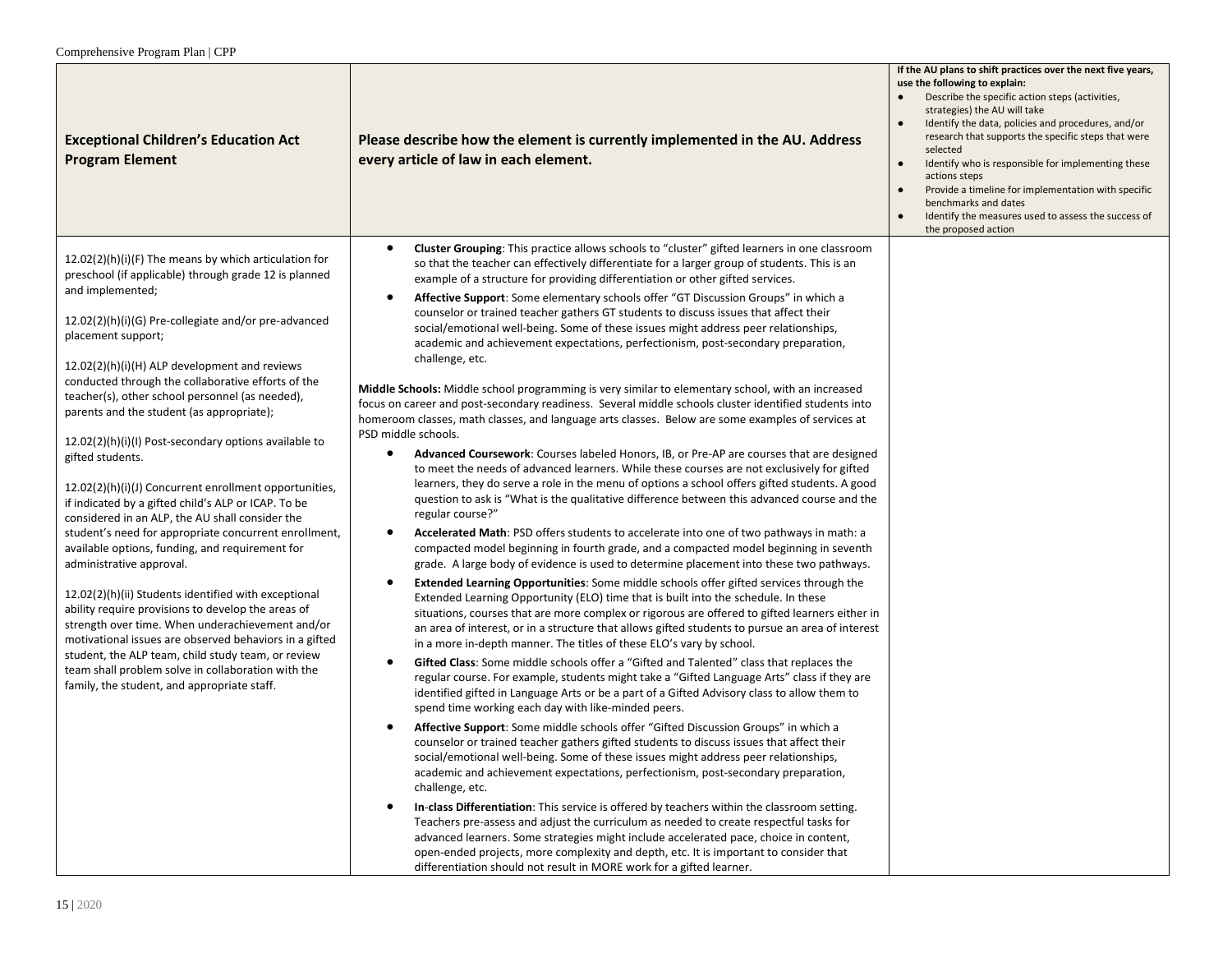| Exceptional Children's Education Act Program Element | Please describe how the element is currently implemented in the AU. Address every article of law in each element. | If the AU plans to shift practices over the next five years, use the following to explain: <br>● Describe the specific action steps (activities, strategies) the AU will take <br>● Identify the data, policies and procedures, and/or research that supports the specific steps that were selected <br>● Identify who is responsible for implementing these actions steps <br>● Provide a timeline for implementation with specific benchmarks and dates <br>● Identify the measures used to assess the success of the proposed action |
|---|---|---|
| 12.02(2)(h)(i)(F) The means by which articulation for preschool (if applicable) through grade 12 is planned and implemented;<br><br>12.02(2)(h)(i)(G) Pre-collegiate and/or pre-advanced placement support;<br><br>12.02(2)(h)(i)(H) ALP development and reviews conducted through the collaborative efforts of the teacher(s), other school personnel (as needed), parents and the student (as appropriate);<br><br>12.02(2)(h)(i)(I) Post-secondary options available to gifted students.<br><br>12.02(2)(h)(i)(J) Concurrent enrollment opportunities, if indicated by a gifted child's ALP or ICAP. To be considered in an ALP, the AU shall consider the student's need for appropriate concurrent enrollment, available options, funding, and requirement for administrative approval.<br><br>12.02(2)(h)(ii) Students identified with exceptional ability require provisions to develop the areas of strength over time. When underachievement and/or motivational issues are observed behaviors in a gifted student, the ALP team, child study team, or review team shall problem solve in collaboration with the family, the student, and appropriate staff. | ● **Cluster Grouping**: This practice allows schools to "cluster" gifted learners in one classroom so that the teacher can effectively differentiate for a larger group of students. This is an example of a structure for providing differentiation or other gifted services.<br>● **Affective Support**: Some elementary schools offer "GT Discussion Groups" in which a counselor or trained teacher gathers GT students to discuss issues that affect their social/emotional well-being. Some of these issues might address peer relationships, academic and achievement expectations, perfectionism, post-secondary preparation, challenge, etc.<br><br>**Middle Schools:** Middle school programming is very similar to elementary school, with an increased focus on career and post-secondary readiness. Several middle schools cluster identified students into homeroom classes, math classes, and language arts classes. Below are some examples of services at PSD middle schools.<br>● **Advanced Coursework**: Courses labeled Honors, IB, or Pre-AP are courses that are designed to meet the needs of advanced learners. While these courses are not exclusively for gifted learners, they do serve a role in the menu of options a school offers gifted students. A good question to ask is "What is the qualitative difference between this advanced course and the regular course?"<br>● **Accelerated Math**: PSD offers students to accelerate into one of two pathways in math: a compacted model beginning in fourth grade, and a compacted model beginning in seventh grade. A large body of evidence is used to determine placement into these two pathways.<br>● **Extended Learning Opportunities**: Some middle schools offer gifted services through the Extended Learning Opportunity (ELO) time that is built into the schedule. In these situations, courses that are more complex or rigorous are offered to gifted learners either in an area of interest, or in a structure that allows gifted students to pursue an area of interest in a more in-depth manner. The titles of these ELO's vary by school.<br>● **Gifted Class**: Some middle schools offer a "Gifted and Talented" class that replaces the regular course. For example, students might take a "Gifted Language Arts" class if they are identified gifted in Language Arts or be a part of a Gifted Advisory class to allow them to spend time working each day with like-minded peers.<br>● **Affective Support**: Some middle schools offer "Gifted Discussion Groups" in which a counselor or trained teacher gathers gifted students to discuss issues that affect their social/emotional well-being. Some of these issues might address peer relationships, academic and achievement expectations, perfectionism, post-secondary preparation, challenge, etc.<br>● **In-class Differentiation**: This service is offered by teachers within the classroom setting. Teachers pre-assess and adjust the curriculum as needed to create respectful tasks for advanced learners. Some strategies might include accelerated pace, choice in content, open-ended projects, more complexity and depth, etc. It is important to consider that differentiation should not result in MORE work for a gifted learner. | |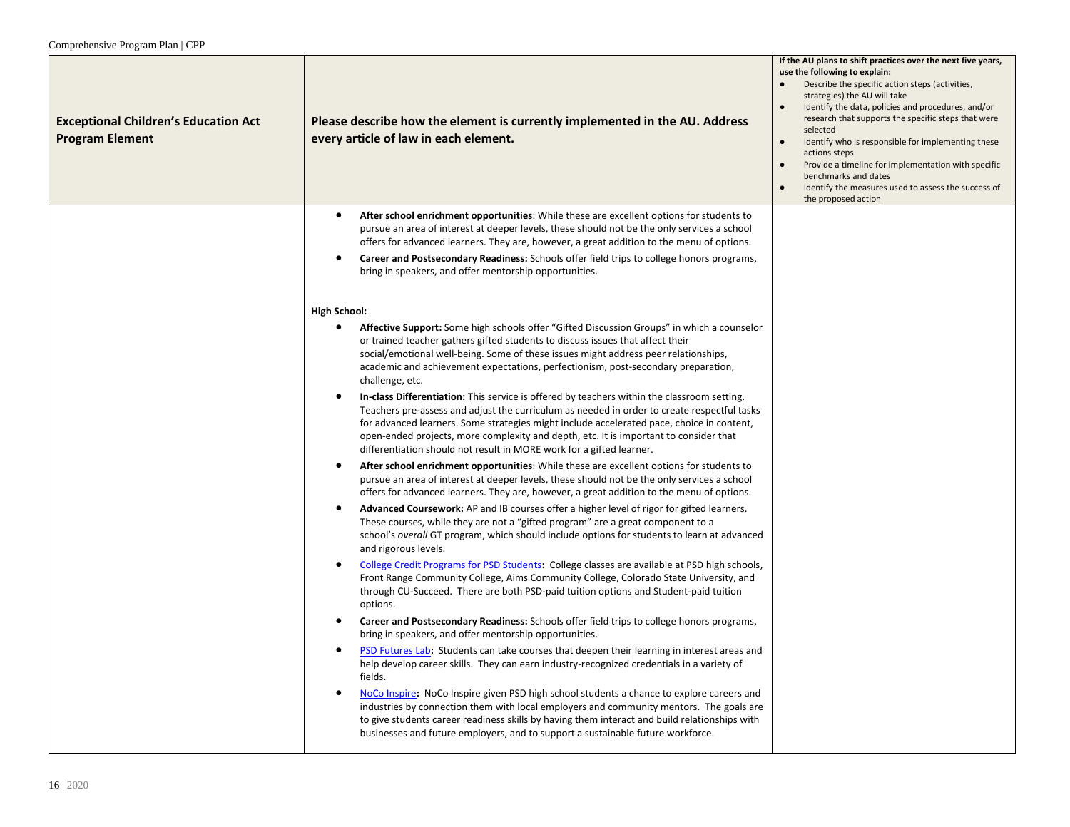| Exceptional Children's Education Act Program Element | Please describe how the element is currently implemented in the AU. Address every article of law in each element. | If the AU plans to shift practices over the next five years, use the following to explain:<br>● Describe the specific action steps (activities, strategies) the AU will take<br>● Identify the data, policies and procedures, and/or research that supports the specific steps that were selected<br>● Identify who is responsible for implementing these actions steps<br>● Provide a timeline for implementation with specific benchmarks and dates<br>● Identify the measures used to assess the success of the proposed action |
|---|---|---|
| | ● **After school enrichment opportunities**: While these are excellent options for students to pursue an area of interest at deeper levels, these should not be the only services a school offers for advanced learners. They are, however, a great addition to the menu of options.<br>● **Career and Postsecondary Readiness:** Schools offer field trips to college honors programs, bring in speakers, and offer mentorship opportunities.<br><br>**High School:**<br>● **Affective Support:** Some high schools offer "Gifted Discussion Groups" in which a counselor or trained teacher gathers gifted students to discuss issues that affect their social/emotional well-being. Some of these issues might address peer relationships, academic and achievement expectations, perfectionism, post-secondary preparation, challenge, etc.<br>● **In-class Differentiation:** This service is offered by teachers within the classroom setting. Teachers pre-assess and adjust the curriculum as needed in order to create respectful tasks for advanced learners. Some strategies might include accelerated pace, choice in content, open-ended projects, more complexity and depth, etc. It is important to consider that differentiation should not result in MORE work for a gifted learner.<br>● **After school enrichment opportunities**: While these are excellent options for students to pursue an area of interest at deeper levels, these should not be the only services a school offers for advanced learners. They are, however, a great addition to the menu of options.<br>● **Advanced Coursework:** AP and IB courses offer a higher level of rigor for gifted learners. These courses, while they are not a "gifted program" are a great component to a school's *overall* GT program, which should include options for students to learn at advanced and rigorous levels.<br>● College Credit Programs for PSD Students**:** College classes are available at PSD high schools, Front Range Community College, Aims Community College, Colorado State University, and through CU-Succeed. There are both PSD-paid tuition options and Student-paid tuition options.<br>● **Career and Postsecondary Readiness:** Schools offer field trips to college honors programs, bring in speakers, and offer mentorship opportunities.<br>● PSD Futures Lab**:** Students can take courses that deepen their learning in interest areas and help develop career skills. They can earn industry-recognized credentials in a variety of fields.<br>● NoCo Inspire**:** NoCo Inspire given PSD high school students a chance to explore careers and industries by connection them with local employers and community mentors. The goals are to give students career readiness skills by having them interact and build relationships with businesses and future employers, and to support a sustainable future workforce. | |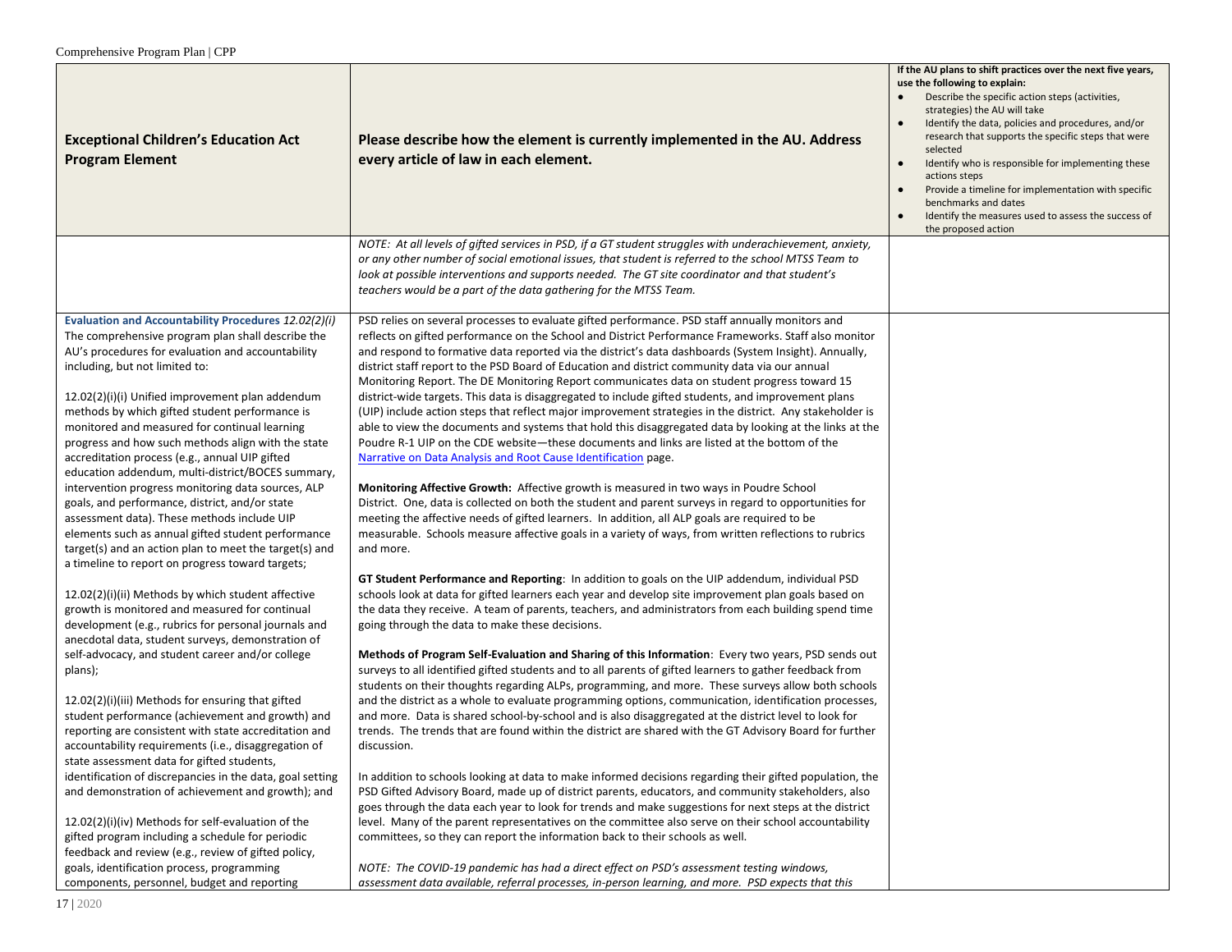| Exceptional Children's Education Act Program Element | Please describe how the element is currently implemented in the AU. Address every article of law in each element. | If the AU plans to shift practices over the next five years, use the following to explain:<br>● Describe the specific action steps (activities, strategies) the AU will take<br>● Identify the data, policies and procedures, and/or research that supports the specific steps that were selected<br>● Identify who is responsible for implementing these actions steps<br>● Provide a timeline for implementation with specific benchmarks and dates<br>● Identify the measures used to assess the success of the proposed action |
|---|---|---|
| | *NOTE: At all levels of gifted services in PSD, if a GT student struggles with underachievement, anxiety, or any other number of social emotional issues, that student is referred to the school MTSS Team to look at possible interventions and supports needed. The GT site coordinator and that student's teachers would be a part of the data gathering for the MTSS Team.* | |
| **Evaluation and Accountability Procedures** *12.02(2)(i)*<br>The comprehensive program plan shall describe the AU's procedures for evaluation and accountability including, but not limited to:<br><br>12.02(2)(i)(i) Unified improvement plan addendum methods by which gifted student performance is monitored and measured for continual learning progress and how such methods align with the state accreditation process (e.g., annual UIP gifted education addendum, multi-district/BOCES summary, intervention progress monitoring data sources, ALP goals, and performance, district, and/or state assessment data). These methods include UIP elements such as annual gifted student performance target(s) and an action plan to meet the target(s) and a timeline to report on progress toward targets;<br><br>12.02(2)(i)(ii) Methods by which student affective growth is monitored and measured for continual development (e.g., rubrics for personal journals and anecdotal data, student surveys, demonstration of self-advocacy, and student career and/or college plans);<br><br>12.02(2)(i)(iii) Methods for ensuring that gifted student performance (achievement and growth) and reporting are consistent with state accreditation and accountability requirements (i.e., disaggregation of state assessment data for gifted students, identification of discrepancies in the data, goal setting and demonstration of achievement and growth); and<br><br>12.02(2)(i)(iv) Methods for self-evaluation of the gifted program including a schedule for periodic feedback and review (e.g., review of gifted policy, goals, identification process, programming components, personnel, budget and reporting | PSD relies on several processes to evaluate gifted performance. PSD staff annually monitors and reflects on gifted performance on the School and District Performance Frameworks. Staff also monitor and respond to formative data reported via the district's data dashboards (System Insight). Annually, district staff report to the PSD Board of Education and district community data via our annual Monitoring Report. The DE Monitoring Report communicates data on student progress toward 15 district-wide targets. This data is disaggregated to include gifted students, and improvement plans (UIP) include action steps that reflect major improvement strategies in the district. Any stakeholder is able to view the documents and systems that hold this disaggregated data by looking at the links at the Poudre R-1 UIP on the CDE website—these documents and links are listed at the bottom of the [Narrative on Data Analysis and Root Cause Identification]() page.<br><br>**Monitoring Affective Growth:** Affective growth is measured in two ways in Poudre School District. One, data is collected on both the student and parent surveys in regard to opportunities for meeting the affective needs of gifted learners. In addition, all ALP goals are required to be measurable. Schools measure affective goals in a variety of ways, from written reflections to rubrics and more.<br><br>**GT Student Performance and Reporting**: In addition to goals on the UIP addendum, individual PSD schools look at data for gifted learners each year and develop site improvement plan goals based on the data they receive. A team of parents, teachers, and administrators from each building spend time going through the data to make these decisions.<br><br>**Methods of Program Self-Evaluation and Sharing of this Information**: Every two years, PSD sends out surveys to all identified gifted students and to all parents of gifted learners to gather feedback from students on their thoughts regarding ALPs, programming, and more. These surveys allow both schools and the district as a whole to evaluate programming options, communication, identification processes, and more. Data is shared school-by-school and is also disaggregated at the district level to look for trends. The trends that are found within the district are shared with the GT Advisory Board for further discussion.<br><br>In addition to schools looking at data to make informed decisions regarding their gifted population, the PSD Gifted Advisory Board, made up of district parents, educators, and community stakeholders, also goes through the data each year to look for trends and make suggestions for next steps at the district level. Many of the parent representatives on the committee also serve on their school accountability committees, so they can report the information back to their schools as well.<br><br>*NOTE: The COVID-19 pandemic has had a direct effect on PSD's assessment testing windows, assessment data available, referral processes, in-person learning, and more. PSD expects that this* | |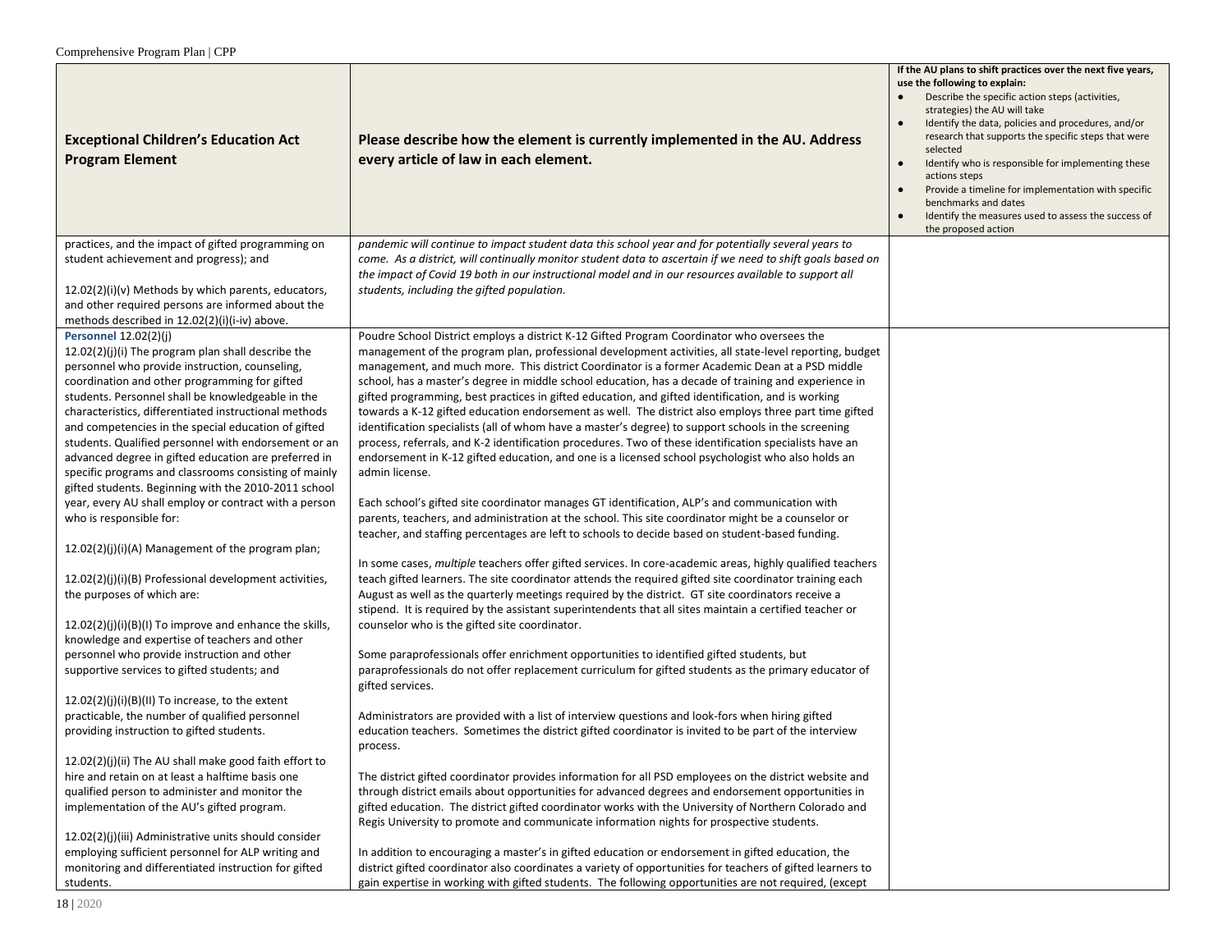| Exceptional Children's Education Act Program Element | Please describe how the element is currently implemented in the AU. Address every article of law in each element. | If the AU plans to shift practices over the next five years, use the following to explain:<br>● Describe the specific action steps (activities, strategies) the AU will take<br>● Identify the data, policies and procedures, and/or research that supports the specific steps that were selected<br>● Identify who is responsible for implementing these actions steps<br>● Provide a timeline for implementation with specific benchmarks and dates<br>● Identify the measures used to assess the success of the proposed action |
|---|---|---|
| practices, and the impact of gifted programming on student achievement and progress); and<br><br>12.02(2)(i)(v) Methods by which parents, educators, and other required persons are informed about the methods described in 12.02(2)(i)(i-iv) above. | *pandemic will continue to impact student data this school year and for potentially several years to come. As a district, will continually monitor student data to ascertain if we need to shift goals based on the impact of Covid 19 both in our instructional model and in our resources available to support all students, including the gifted population.* | |
| **Personnel** 12.02(2)(j)<br>12.02(2)(j)(i) The program plan shall describe the personnel who provide instruction, counseling, coordination and other programming for gifted students. Personnel shall be knowledgeable in the characteristics, differentiated instructional methods and competencies in the special education of gifted students. Qualified personnel with endorsement or an advanced degree in gifted education are preferred in specific programs and classrooms consisting of mainly gifted students. Beginning with the 2010-2011 school year, every AU shall employ or contract with a person who is responsible for:<br><br>12.02(2)(j)(i)(A) Management of the program plan;<br><br>12.02(2)(j)(i)(B) Professional development activities, the purposes of which are:<br><br>12.02(2)(j)(i)(B)(I) To improve and enhance the skills, knowledge and expertise of teachers and other personnel who provide instruction and other supportive services to gifted students; and<br><br>12.02(2)(j)(i)(B)(II) To increase, to the extent practicable, the number of qualified personnel providing instruction to gifted students.<br><br>12.02(2)(j)(ii) The AU shall make good faith effort to hire and retain on at least a halftime basis one qualified person to administer and monitor the implementation of the AU's gifted program.<br><br>12.02(2)(j)(iii) Administrative units should consider employing sufficient personnel for ALP writing and monitoring and differentiated instruction for gifted students. | Poudre School District employs a district K-12 Gifted Program Coordinator who oversees the management of the program plan, professional development activities, all state-level reporting, budget management, and much more. This district Coordinator is a former Academic Dean at a PSD middle school, has a master's degree in middle school education, has a decade of training and experience in gifted programming, best practices in gifted education, and gifted identification, and is working towards a K-12 gifted education endorsement as well. The district also employs three part time gifted identification specialists (all of whom have a master's degree) to support schools in the screening process, referrals, and K-2 identification procedures. Two of these identification specialists have an endorsement in K-12 gifted education, and one is a licensed school psychologist who also holds an admin license.<br><br>Each school's gifted site coordinator manages GT identification, ALP's and communication with parents, teachers, and administration at the school. This site coordinator might be a counselor or teacher, and staffing percentages are left to schools to decide based on student-based funding.<br><br>In some cases, *multiple* teachers offer gifted services. In core-academic areas, highly qualified teachers teach gifted learners. The site coordinator attends the required gifted site coordinator training each August as well as the quarterly meetings required by the district. GT site coordinators receive a stipend. It is required by the assistant superintendents that all sites maintain a certified teacher or counselor who is the gifted site coordinator.<br><br>Some paraprofessionals offer enrichment opportunities to identified gifted students, but paraprofessionals do not offer replacement curriculum for gifted students as the primary educator of gifted services.<br><br>Administrators are provided with a list of interview questions and look-fors when hiring gifted education teachers. Sometimes the district gifted coordinator is invited to be part of the interview process.<br><br>The district gifted coordinator provides information for all PSD employees on the district website and through district emails about opportunities for advanced degrees and endorsement opportunities in gifted education. The district gifted coordinator works with the University of Northern Colorado and Regis University to promote and communicate information nights for prospective students.<br><br>In addition to encouraging a master's in gifted education or endorsement in gifted education, the district gifted coordinator also coordinates a variety of opportunities for teachers of gifted learners to gain expertise in working with gifted students. The following opportunities are not required, (except | |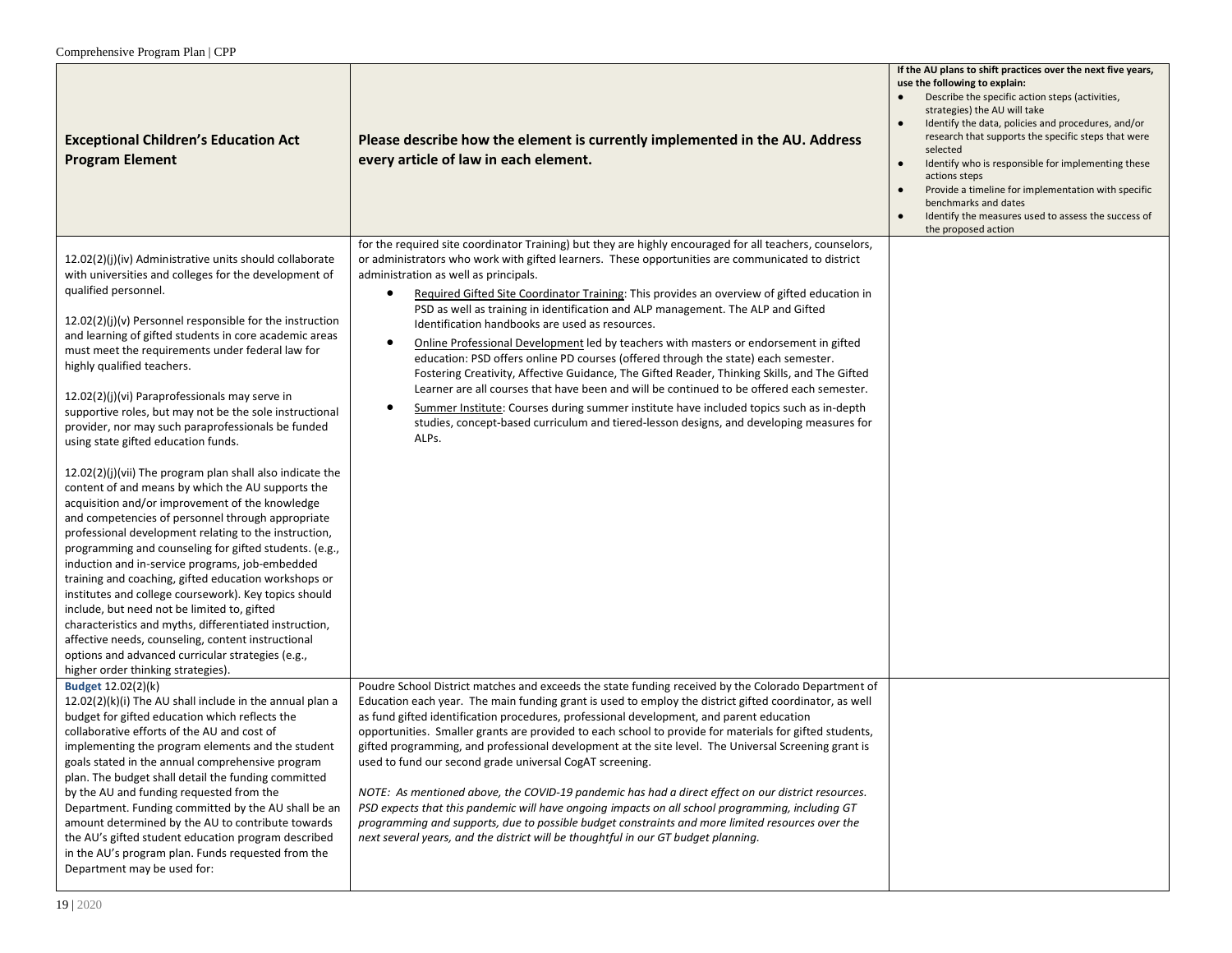| Exceptional Children's Education Act Program Element | Please describe how the element is currently implemented in the AU. Address every article of law in each element. | If the AU plans to shift practices over the next five years, use the following to explain:<br>● Describe the specific action steps (activities, strategies) the AU will take<br>● Identify the data, policies and procedures, and/or research that supports the specific steps that were selected<br>● Identify who is responsible for implementing these actions steps<br>● Provide a timeline for implementation with specific benchmarks and dates<br>● Identify the measures used to assess the success of the proposed action |
|---|---|---|
| 12.02(2)(j)(iv) Administrative units should collaborate with universities and colleges for the development of qualified personnel.<br><br>12.02(2)(j)(v) Personnel responsible for the instruction and learning of gifted students in core academic areas must meet the requirements under federal law for highly qualified teachers.<br><br>12.02(2)(j)(vi) Paraprofessionals may serve in supportive roles, but may not be the sole instructional provider, nor may such paraprofessionals be funded using state gifted education funds.<br><br>12.02(2)(j)(vii) The program plan shall also indicate the content of and means by which the AU supports the acquisition and/or improvement of the knowledge and competencies of personnel through appropriate professional development relating to the instruction, programming and counseling for gifted students. (e.g., induction and in-service programs, job-embedded training and coaching, gifted education workshops or institutes and college coursework). Key topics should include, but need not be limited to, gifted characteristics and myths, differentiated instruction, affective needs, counseling, content instructional options and advanced curricular strategies (e.g., higher order thinking strategies). | for the required site coordinator Training) but they are highly encouraged for all teachers, counselors, or administrators who work with gifted learners. These opportunities are communicated to district administration as well as principals.<br>● Required Gifted Site Coordinator Training: This provides an overview of gifted education in PSD as well as training in identification and ALP management. The ALP and Gifted Identification handbooks are used as resources.<br>● Online Professional Development led by teachers with masters or endorsement in gifted education: PSD offers online PD courses (offered through the state) each semester. Fostering Creativity, Affective Guidance, The Gifted Reader, Thinking Skills, and The Gifted Learner are all courses that have been and will be continued to be offered each semester.<br>● Summer Institute: Courses during summer institute have included topics such as in-depth studies, concept-based curriculum and tiered-lesson designs, and developing measures for ALPs. | |
| **Budget** 12.02(2)(k)<br>12.02(2)(k)(i) The AU shall include in the annual plan a budget for gifted education which reflects the collaborative efforts of the AU and cost of implementing the program elements and the student goals stated in the annual comprehensive program plan. The budget shall detail the funding committed by the AU and funding requested from the Department. Funding committed by the AU shall be an amount determined by the AU to contribute towards the AU's gifted student education program described in the AU's program plan. Funds requested from the Department may be used for: | Poudre School District matches and exceeds the state funding received by the Colorado Department of Education each year. The main funding grant is used to employ the district gifted coordinator, as well as fund gifted identification procedures, professional development, and parent education opportunities. Smaller grants are provided to each school to provide for materials for gifted students, gifted programming, and professional development at the site level. The Universal Screening grant is used to fund our second grade universal CogAT screening.<br><br>*NOTE: As mentioned above, the COVID-19 pandemic has had a direct effect on our district resources. PSD expects that this pandemic will have ongoing impacts on all school programming, including GT programming and supports, due to possible budget constraints and more limited resources over the next several years, and the district will be thoughtful in our GT budget planning.* | |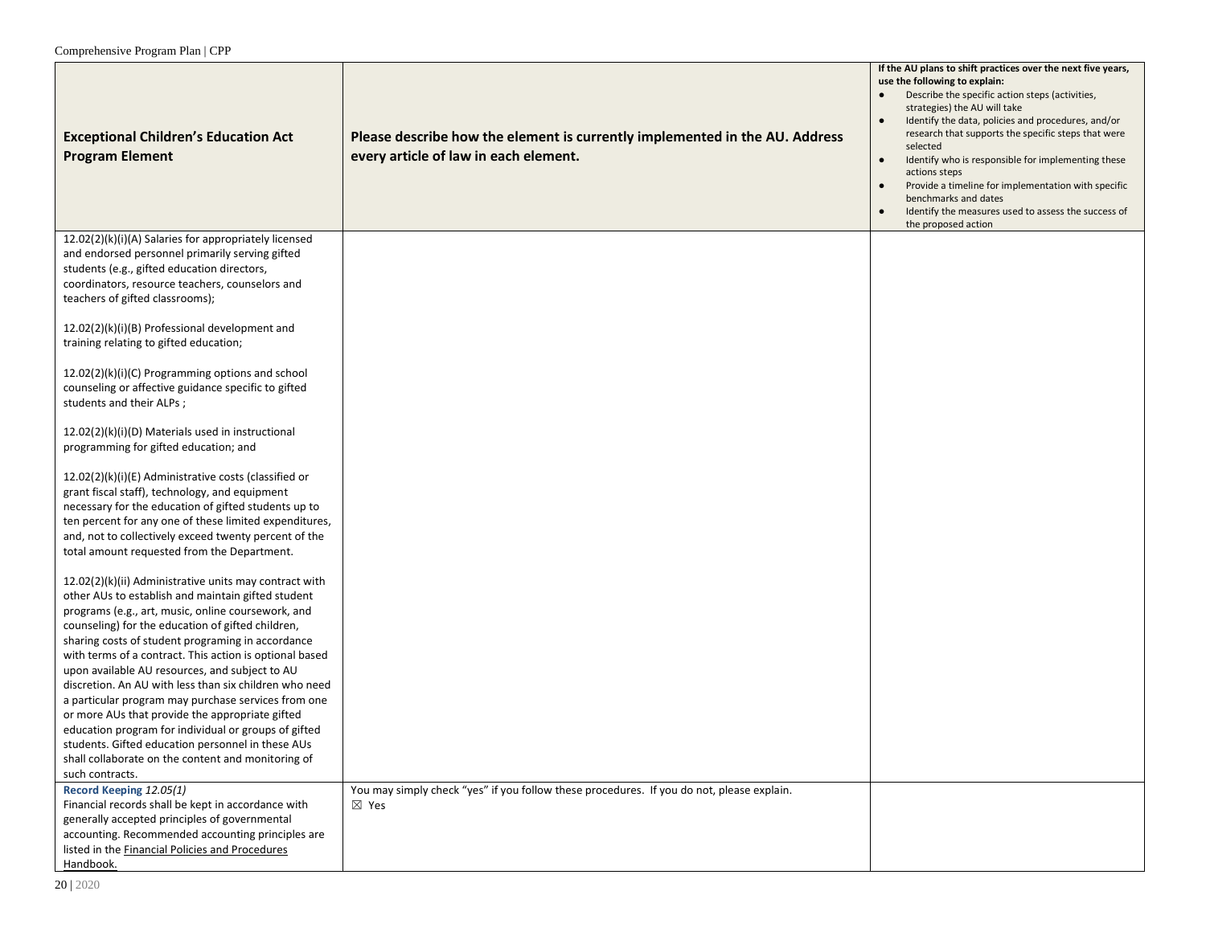| Exceptional Children's Education Act Program Element | Please describe how the element is currently implemented in the AU. Address every article of law in each element. | If the AU plans to shift practices over the next five years, use the following to explain:<br>• Describe the specific action steps (activities, strategies) the AU will take<br>• Identify the data, policies and procedures, and/or research that supports the specific steps that were selected<br>• Identify who is responsible for implementing these actions steps<br>• Provide a timeline for implementation with specific benchmarks and dates<br>• Identify the measures used to assess the success of the proposed action |
| --- | --- | --- |
| 12.02(2)(k)(i)(A) Salaries for appropriately licensed and endorsed personnel primarily serving gifted students (e.g., gifted education directors, coordinators, resource teachers, counselors and teachers of gifted classrooms);<br><br>12.02(2)(k)(i)(B) Professional development and training relating to gifted education;<br><br>12.02(2)(k)(i)(C) Programming options and school counseling or affective guidance specific to gifted students and their ALPs ;<br><br>12.02(2)(k)(i)(D) Materials used in instructional programming for gifted education; and<br><br>12.02(2)(k)(i)(E) Administrative costs (classified or grant fiscal staff), technology, and equipment necessary for the education of gifted students up to ten percent for any one of these limited expenditures, and, not to collectively exceed twenty percent of the total amount requested from the Department.<br><br>12.02(2)(k)(ii) Administrative units may contract with other AUs to establish and maintain gifted student programs (e.g., art, music, online coursework, and counseling) for the education of gifted children, sharing costs of student programing in accordance with terms of a contract. This action is optional based upon available AU resources, and subject to AU discretion. An AU with less than six children who need a particular program may purchase services from one or more AUs that provide the appropriate gifted education program for individual or groups of gifted students. Gifted education personnel in these AUs shall collaborate on the content and monitoring of such contracts. | | |
| **Record Keeping** *12.05(1)*<br>Financial records shall be kept in accordance with generally accepted principles of governmental accounting. Recommended accounting principles are listed in the Financial Policies and Procedures Handbook. | You may simply check "yes" if you follow these procedures. If you do not, please explain.<br>☒ Yes | |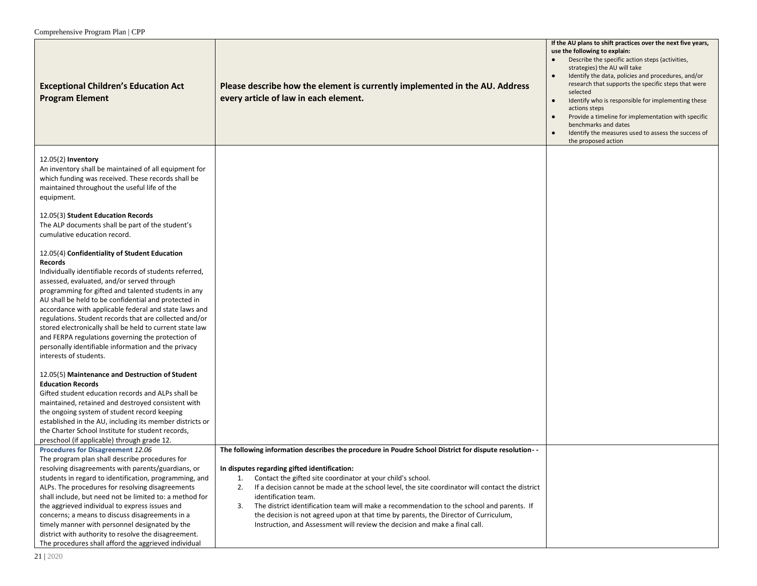| Exceptional Children's Education Act Program Element | Please describe how the element is currently implemented in the AU. Address every article of law in each element. | If the AU plans to shift practices over the next five years, use the following to explain: <br>● Describe the specific action steps (activities, strategies) the AU will take <br>● Identify the data, policies and procedures, and/or research that supports the specific steps that were selected <br>● Identify who is responsible for implementing these actions steps <br>● Provide a timeline for implementation with specific benchmarks and dates <br>● Identify the measures used to assess the success of the proposed action |
|---|---|---|
| 12.05(2) **Inventory**<br>An inventory shall be maintained of all equipment for which funding was received. These records shall be maintained throughout the useful life of the equipment.<br><br>12.05(3) **Student Education Records**<br>The ALP documents shall be part of the student's cumulative education record.<br><br>12.05(4) **Confidentiality of Student Education Records**<br>Individually identifiable records of students referred, assessed, evaluated, and/or served through programming for gifted and talented students in any AU shall be held to be confidential and protected in accordance with applicable federal and state laws and regulations. Student records that are collected and/or stored electronically shall be held to current state law and FERPA regulations governing the protection of personally identifiable information and the privacy interests of students.<br><br>12.05(5) **Maintenance and Destruction of Student Education Records**<br>Gifted student education records and ALPs shall be maintained, retained and destroyed consistent with the ongoing system of student record keeping established in the AU, including its member districts or the Charter School Institute for student records, preschool (if applicable) through grade 12. | | |
| **Procedures for Disagreement** *12.06*<br>The program plan shall describe procedures for resolving disagreements with parents/guardians, or students in regard to identification, programming, and ALPs. The procedures for resolving disagreements shall include, but need not be limited to: a method for the aggrieved individual to express issues and concerns; a means to discuss disagreements in a timely manner with personnel designated by the district with authority to resolve the disagreement. The procedures shall afford the aggrieved individual | **The following information describes the procedure in Poudre School District for dispute resolution- -**<br><br>**In disputes regarding gifted identification:**<br>1. Contact the gifted site coordinator at your child's school.<br>2. If a decision cannot be made at the school level, the site coordinator will contact the district identification team.<br>3. The district identification team will make a recommendation to the school and parents. If the decision is not agreed upon at that time by parents, the Director of Curriculum, Instruction, and Assessment will review the decision and make a final call. | |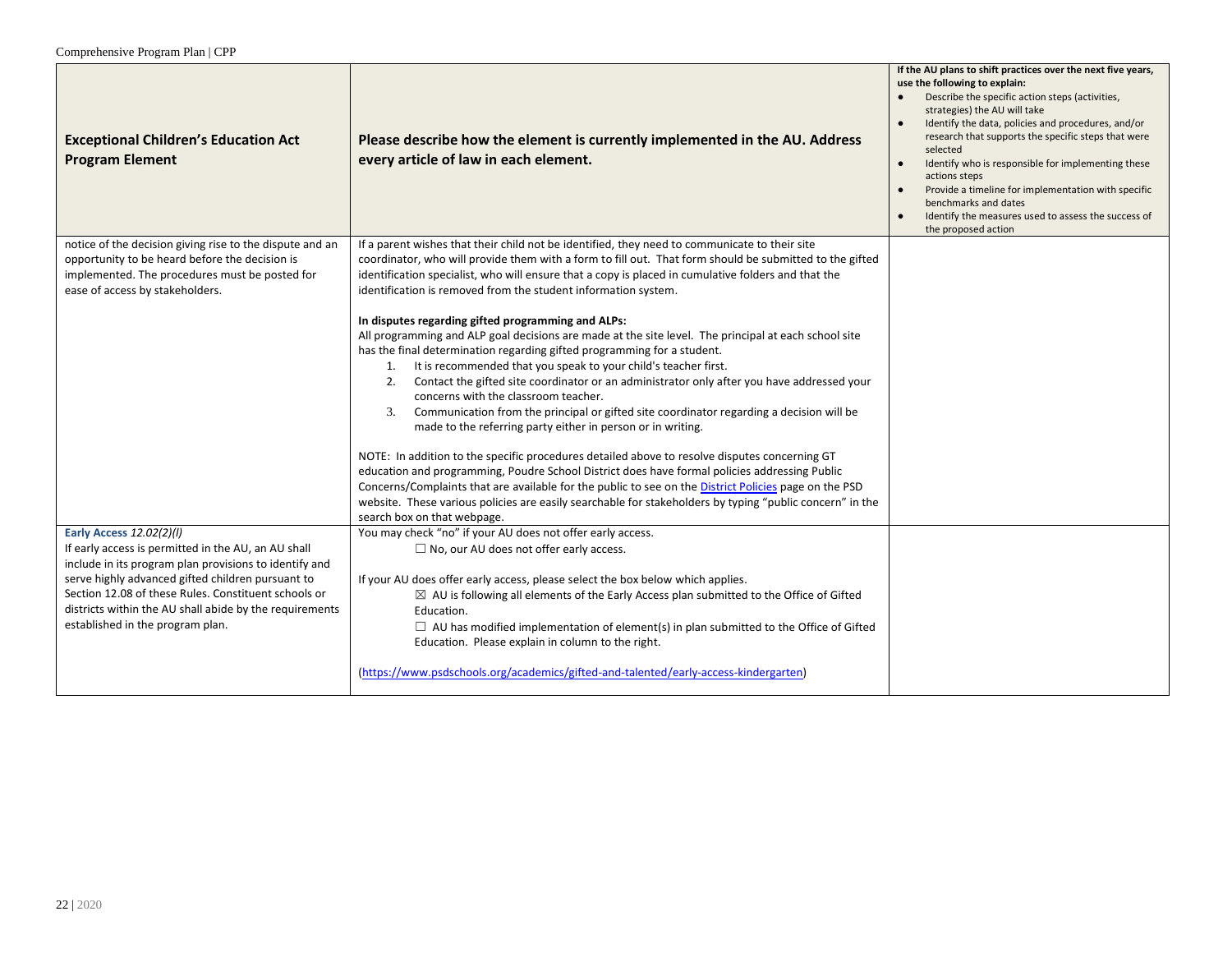| Exceptional Children's Education Act Program Element | Please describe how the element is currently implemented in the AU. Address every article of law in each element. | If the AU plans to shift practices over the next five years, use the following to explain:<br>● Describe the specific action steps (activities, strategies) the AU will take<br>● Identify the data, policies and procedures, and/or research that supports the specific steps that were selected<br>● Identify who is responsible for implementing these actions steps<br>● Provide a timeline for implementation with specific benchmarks and dates<br>● Identify the measures used to assess the success of the proposed action |
|---|---|---|
| notice of the decision giving rise to the dispute and an opportunity to be heard before the decision is implemented. The procedures must be posted for ease of access by stakeholders. | If a parent wishes that their child not be identified, they need to communicate to their site coordinator, who will provide them with a form to fill out. That form should be submitted to the gifted identification specialist, who will ensure that a copy is placed in cumulative folders and that the identification is removed from the student information system.<br><br>**In disputes regarding gifted programming and ALPs:**<br>All programming and ALP goal decisions are made at the site level. The principal at each school site has the final determination regarding gifted programming for a student.<br>1. It is recommended that you speak to your child's teacher first.<br>2. Contact the gifted site coordinator or an administrator only after you have addressed your concerns with the classroom teacher.<br>3. Communication from the principal or gifted site coordinator regarding a decision will be made to the referring party either in person or in writing.<br><br>NOTE: In addition to the specific procedures detailed above to resolve disputes concerning GT education and programming, Poudre School District does have formal policies addressing Public Concerns/Complaints that are available for the public to see on the District Policies page on the PSD website. These various policies are easily searchable for stakeholders by typing "public concern" in the search box on that webpage. | |
| **Early Access** *12.02(2)(l)*<br>If early access is permitted in the AU, an AU shall include in its program plan provisions to identify and serve highly advanced gifted children pursuant to Section 12.08 of these Rules. Constituent schools or districts within the AU shall abide by the requirements established in the program plan. | You may check "no" if your AU does not offer early access.<br>☐ No, our AU does not offer early access.<br><br>If your AU does offer early access, please select the box below which applies.<br>☒ AU is following all elements of the Early Access plan submitted to the Office of Gifted Education.<br>☐ AU has modified implementation of element(s) in plan submitted to the Office of Gifted Education. Please explain in column to the right.<br><br>(https://www.psdschools.org/academics/gifted-and-talented/early-access-kindergarten) | |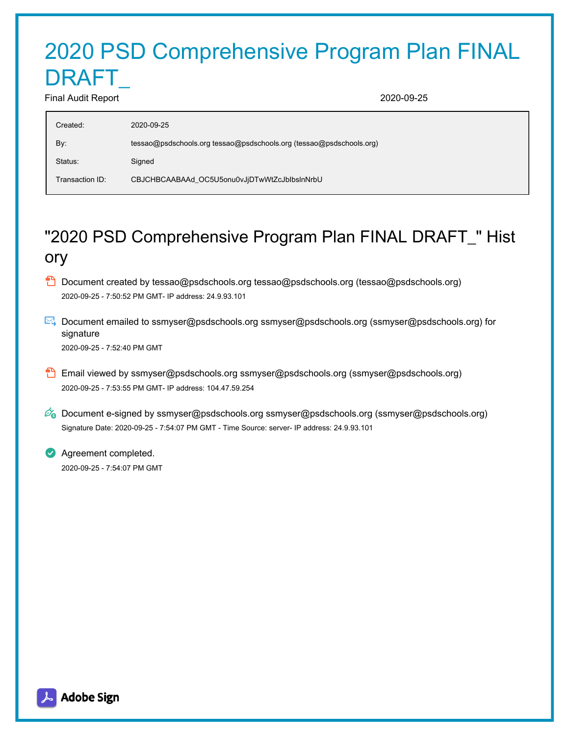# 2020 PSD Comprehensive Program Plan FINAL DRAFT_

Final Audit Report 2020-09-25

| | |
|---|---|
| Created: | 2020-09-25 |
| By: | tessao@psdschools.org tessao@psdschools.org (tessao@psdschools.org) |
| Status: | Signed |
| Transaction ID: | CBJCHBCAABAAd_OC5U5onu0vJjDTwWtZcJbIbslnNrbU |

## "2020 PSD Comprehensive Program Plan FINAL DRAFT_" History

- Document created by tessao@psdschools.org tessao@psdschools.org (tessao@psdschools.org)
  2020-09-25 - 7:50:52 PM GMT- IP address: 24.9.93.101

- Document emailed to ssmyser@psdschools.org ssmyser@psdschools.org (ssmyser@psdschools.org) for signature
  2020-09-25 - 7:52:40 PM GMT

- Email viewed by ssmyser@psdschools.org ssmyser@psdschools.org (ssmyser@psdschools.org)
  2020-09-25 - 7:53:55 PM GMT- IP address: 104.47.59.254

- Document e-signed by ssmyser@psdschools.org ssmyser@psdschools.org (ssmyser@psdschools.org)
  Signature Date: 2020-09-25 - 7:54:07 PM GMT - Time Source: server- IP address: 24.9.93.101

- Agreement completed.
  2020-09-25 - 7:54:07 PM GMT

Adobe Sign